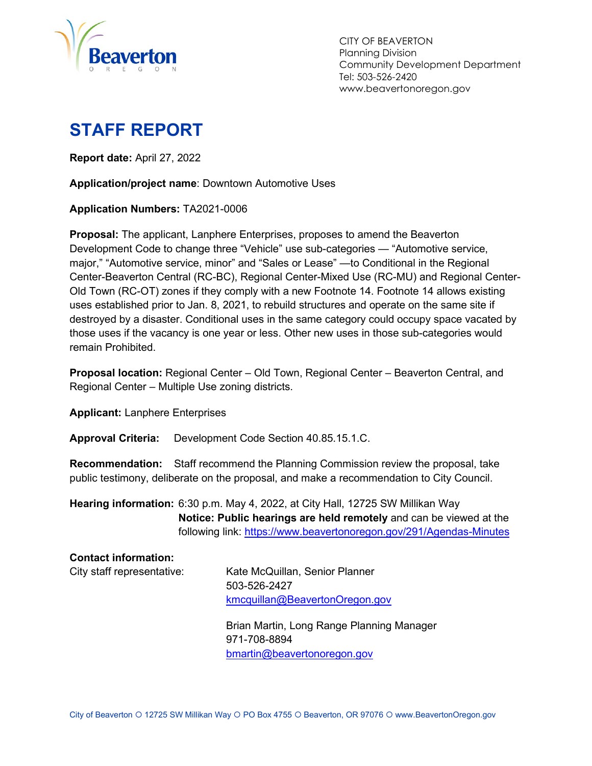CITY OF BEAVERTON
Planning Division
Community Development Department
Tel: 503-526-2420
www.beavertonoregon.gov

# STAFF REPORT

**Report date:** April 27, 2022

**Application/project name**: Downtown Automotive Uses

**Application Numbers:** TA2021-0006

**Proposal:** The applicant, Lanphere Enterprises, proposes to amend the Beaverton Development Code to change three "Vehicle" use sub-categories — "Automotive service, major," "Automotive service, minor" and "Sales or Lease" —to Conditional in the Regional Center-Beaverton Central (RC-BC), Regional Center-Mixed Use (RC-MU) and Regional Center-Old Town (RC-OT) zones if they comply with a new Footnote 14. Footnote 14 allows existing uses established prior to Jan. 8, 2021, to rebuild structures and operate on the same site if destroyed by a disaster. Conditional uses in the same category could occupy space vacated by those uses if the vacancy is one year or less. Other new uses in those sub-categories would remain Prohibited.

**Proposal location:** Regional Center – Old Town, Regional Center – Beaverton Central, and Regional Center – Multiple Use zoning districts.

**Applicant:** Lanphere Enterprises

**Approval Criteria:** Development Code Section 40.85.15.1.C.

**Recommendation:** Staff recommend the Planning Commission review the proposal, take public testimony, deliberate on the proposal, and make a recommendation to City Council.

**Hearing information:** 6:30 p.m. May 4, 2022, at City Hall, 12725 SW Millikan Way
**Notice: Public hearings are held remotely** and can be viewed at the following link: https://www.beavertonoregon.gov/291/Agendas-Minutes

**Contact information:**

City staff representative:

Kate McQuillan, Senior Planner
503-526-2427
kmcquillan@BeavertonOregon.gov

Brian Martin, Long Range Planning Manager
971-708-8894
bmartin@beavertonoregon.gov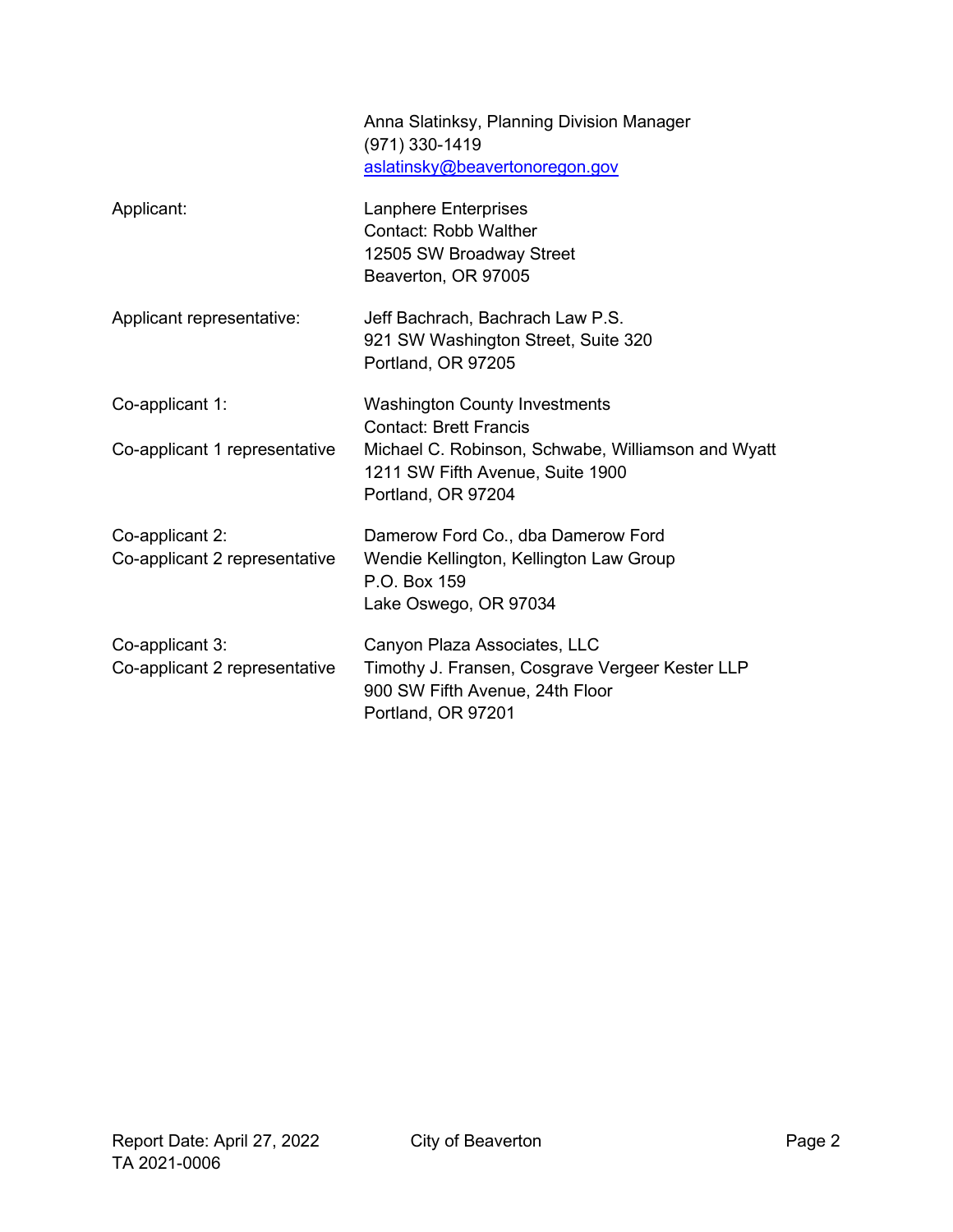| | |
|---|---|
| | Anna Slatinksy, Planning Division Manager<br>(971) 330-1419<br>aslatinsky@beavertonoregon.gov |
| Applicant: | Lanphere Enterprises<br>Contact: Robb Walther<br>12505 SW Broadway Street<br>Beaverton, OR 97005 |
| Applicant representative: | Jeff Bachrach, Bachrach Law P.S.<br>921 SW Washington Street, Suite 320<br>Portland, OR 97205 |
| Co-applicant 1: | Washington County Investments<br>Contact: Brett Francis |
| Co-applicant 1 representative | Michael C. Robinson, Schwabe, Williamson and Wyatt<br>1211 SW Fifth Avenue, Suite 1900<br>Portland, OR 97204 |
| Co-applicant 2:<br>Co-applicant 2 representative | Damerow Ford Co., dba Damerow Ford<br>Wendie Kellington, Kellington Law Group<br>P.O. Box 159<br>Lake Oswego, OR 97034 |
| Co-applicant 3:<br>Co-applicant 2 representative | Canyon Plaza Associates, LLC<br>Timothy J. Fransen, Cosgrave Vergeer Kester LLP<br>900 SW Fifth Avenue, 24th Floor<br>Portland, OR 97201 |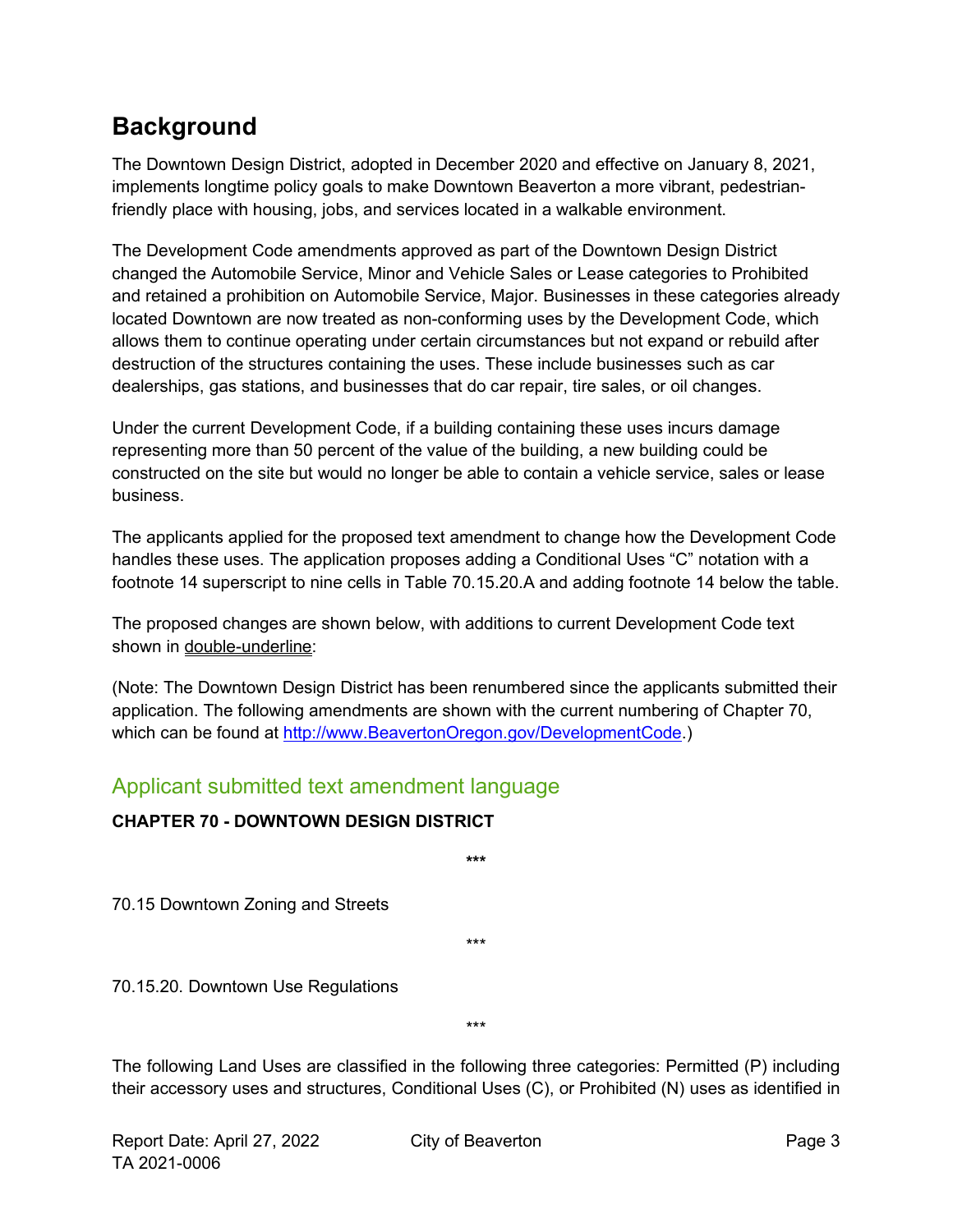## Background

The Downtown Design District, adopted in December 2020 and effective on January 8, 2021, implements longtime policy goals to make Downtown Beaverton a more vibrant, pedestrian-friendly place with housing, jobs, and services located in a walkable environment.

The Development Code amendments approved as part of the Downtown Design District changed the Automobile Service, Minor and Vehicle Sales or Lease categories to Prohibited and retained a prohibition on Automobile Service, Major. Businesses in these categories already located Downtown are now treated as non-conforming uses by the Development Code, which allows them to continue operating under certain circumstances but not expand or rebuild after destruction of the structures containing the uses. These include businesses such as car dealerships, gas stations, and businesses that do car repair, tire sales, or oil changes.

Under the current Development Code, if a building containing these uses incurs damage representing more than 50 percent of the value of the building, a new building could be constructed on the site but would no longer be able to contain a vehicle service, sales or lease business.

The applicants applied for the proposed text amendment to change how the Development Code handles these uses. The application proposes adding a Conditional Uses "C" notation with a footnote 14 superscript to nine cells in Table 70.15.20.A and adding footnote 14 below the table.

The proposed changes are shown below, with additions to current Development Code text shown in double-underline:

(Note: The Downtown Design District has been renumbered since the applicants submitted their application. The following amendments are shown with the current numbering of Chapter 70, which can be found at http://www.BeavertonOregon.gov/DevelopmentCode.)

### Applicant submitted text amendment language

**CHAPTER 70 - DOWNTOWN DESIGN DISTRICT**

\*\*\*

70.15 Downtown Zoning and Streets

\*\*\*

70.15.20. Downtown Use Regulations

\*\*\*

The following Land Uses are classified in the following three categories: Permitted (P) including their accessory uses and structures, Conditional Uses (C), or Prohibited (N) uses as identified in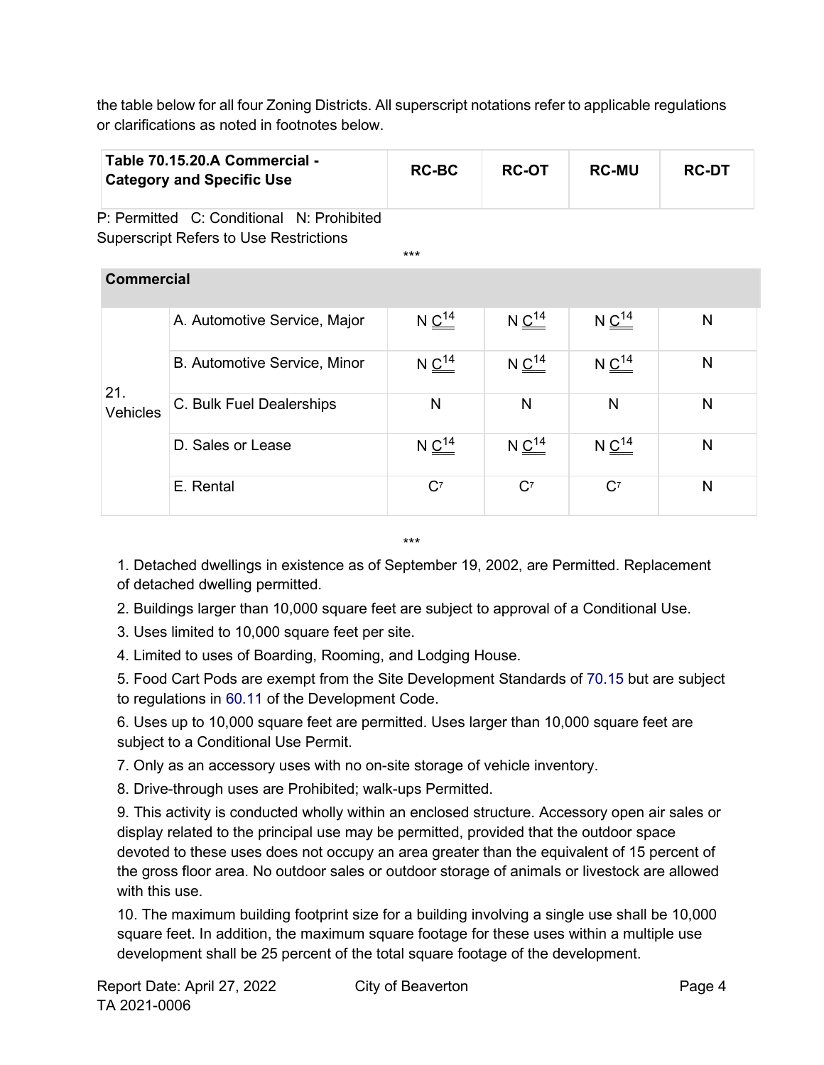the table below for all four Zoning Districts. All superscript notations refer to applicable regulations or clarifications as noted in footnotes below.

| Table 70.15.20.A Commercial - Category and Specific Use | | RC-BC | RC-OT | RC-MU | RC-DT |
|---|---|---|---|---|---|
| P: Permitted C: Conditional N: Prohibited Superscript Refers to Use Restrictions | | | | | |
| *** | | | | | |
| **Commercial** | | | | | |
| 21. Vehicles | A. Automotive Service, Major | N C[14] | N C[14] | N C[14] | N |
| | B. Automotive Service, Minor | N C[14] | N C[14] | N C[14] | N |
| | C. Bulk Fuel Dealerships | N | N | N | N |
| | D. Sales or Lease | N C[14] | N C[14] | N C[14] | N |
| | E. Rental | C[7] | C[7] | C[7] | N |

***

1. Detached dwellings in existence as of September 19, 2002, are Permitted. Replacement of detached dwelling permitted.
2. Buildings larger than 10,000 square feet are subject to approval of a Conditional Use.
3. Uses limited to 10,000 square feet per site.
4. Limited to uses of Boarding, Rooming, and Lodging House.
5. Food Cart Pods are exempt from the Site Development Standards of 70.15 but are subject to regulations in 60.11 of the Development Code.
6. Uses up to 10,000 square feet are permitted. Uses larger than 10,000 square feet are subject to a Conditional Use Permit.
7. Only as an accessory uses with no on-site storage of vehicle inventory.
8. Drive-through uses are Prohibited; walk-ups Permitted.
9. This activity is conducted wholly within an enclosed structure. Accessory open air sales or display related to the principal use may be permitted, provided that the outdoor space devoted to these uses does not occupy an area greater than the equivalent of 15 percent of the gross floor area. No outdoor sales or outdoor storage of animals or livestock are allowed with this use.
10. The maximum building footprint size for a building involving a single use shall be 10,000 square feet. In addition, the maximum square footage for these uses within a multiple use development shall be 25 percent of the total square footage of the development.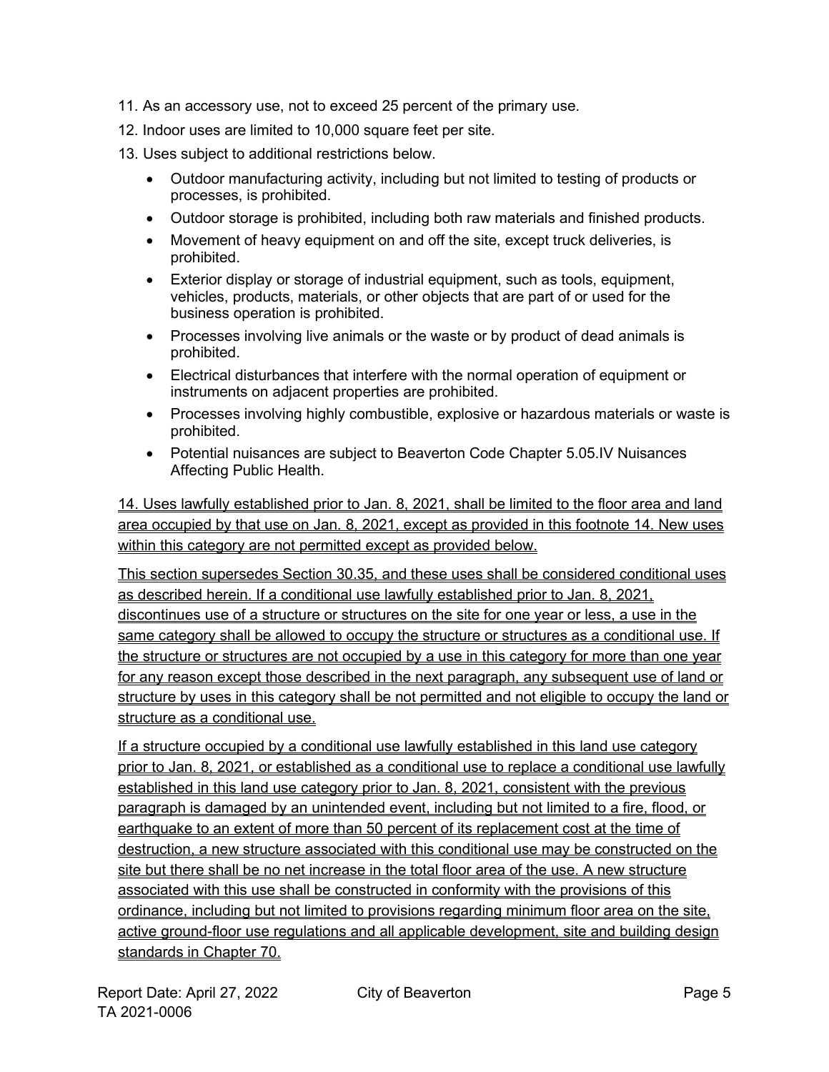11. As an accessory use, not to exceed 25 percent of the primary use.

12. Indoor uses are limited to 10,000 square feet per site.

13. Uses subject to additional restrictions below.

    - Outdoor manufacturing activity, including but not limited to testing of products or processes, is prohibited.
    - Outdoor storage is prohibited, including both raw materials and finished products.
    - Movement of heavy equipment on and off the site, except truck deliveries, is prohibited.
    - Exterior display or storage of industrial equipment, such as tools, equipment, vehicles, products, materials, or other objects that are part of or used for the business operation is prohibited.
    - Processes involving live animals or the waste or by product of dead animals is prohibited.
    - Electrical disturbances that interfere with the normal operation of equipment or instruments on adjacent properties are prohibited.
    - Processes involving highly combustible, explosive or hazardous materials or waste is prohibited.
    - Potential nuisances are subject to Beaverton Code Chapter 5.05.IV Nuisances Affecting Public Health.

<u>14. Uses lawfully established prior to Jan. 8, 2021, shall be limited to the floor area and land area occupied by that use on Jan. 8, 2021, except as provided in this footnote 14. New uses within this category are not permitted except as provided below.</u>

<u>This section supersedes Section 30.35, and these uses shall be considered conditional uses as described herein. If a conditional use lawfully established prior to Jan. 8, 2021, discontinues use of a structure or structures on the site for one year or less, a use in the same category shall be allowed to occupy the structure or structures as a conditional use. If the structure or structures are not occupied by a use in this category for more than one year for any reason except those described in the next paragraph, any subsequent use of land or structure by uses in this category shall be not permitted and not eligible to occupy the land or structure as a conditional use.</u>

<u>If a structure occupied by a conditional use lawfully established in this land use category prior to Jan. 8, 2021, or established as a conditional use to replace a conditional use lawfully established in this land use category prior to Jan. 8, 2021, consistent with the previous paragraph is damaged by an unintended event, including but not limited to a fire, flood, or earthquake to an extent of more than 50 percent of its replacement cost at the time of destruction, a new structure associated with this conditional use may be constructed on the site but there shall be no net increase in the total floor area of the use. A new structure associated with this use shall be constructed in conformity with the provisions of this ordinance, including but not limited to provisions regarding minimum floor area on the site, active ground-floor use regulations and all applicable development, site and building design standards in Chapter 70.</u>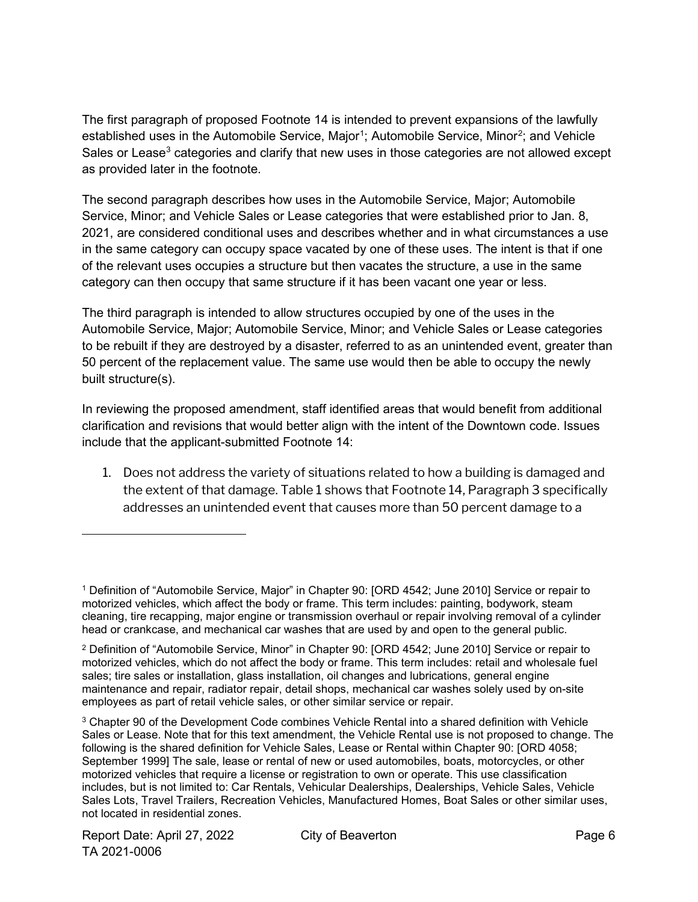The first paragraph of proposed Footnote 14 is intended to prevent expansions of the lawfully established uses in the Automobile Service, Major[1]; Automobile Service, Minor[2]; and Vehicle Sales or Lease[3] categories and clarify that new uses in those categories are not allowed except as provided later in the footnote.

The second paragraph describes how uses in the Automobile Service, Major; Automobile Service, Minor; and Vehicle Sales or Lease categories that were established prior to Jan. 8, 2021, are considered conditional uses and describes whether and in what circumstances a use in the same category can occupy space vacated by one of these uses. The intent is that if one of the relevant uses occupies a structure but then vacates the structure, a use in the same category can then occupy that same structure if it has been vacant one year or less.

The third paragraph is intended to allow structures occupied by one of the uses in the Automobile Service, Major; Automobile Service, Minor; and Vehicle Sales or Lease categories to be rebuilt if they are destroyed by a disaster, referred to as an unintended event, greater than 50 percent of the replacement value. The same use would then be able to occupy the newly built structure(s).

In reviewing the proposed amendment, staff identified areas that would benefit from additional clarification and revisions that would better align with the intent of the Downtown code. Issues include that the applicant-submitted Footnote 14:

1. Does not address the variety of situations related to how a building is damaged and the extent of that damage. Table 1 shows that Footnote 14, Paragraph 3 specifically addresses an unintended event that causes more than 50 percent damage to a

---

[1] Definition of "Automobile Service, Major" in Chapter 90: [ORD 4542; June 2010] Service or repair to motorized vehicles, which affect the body or frame. This term includes: painting, bodywork, steam cleaning, tire recapping, major engine or transmission overhaul or repair involving removal of a cylinder head or crankcase, and mechanical car washes that are used by and open to the general public.

[2] Definition of "Automobile Service, Minor" in Chapter 90: [ORD 4542; June 2010] Service or repair to motorized vehicles, which do not affect the body or frame. This term includes: retail and wholesale fuel sales; tire sales or installation, glass installation, oil changes and lubrications, general engine maintenance and repair, radiator repair, detail shops, mechanical car washes solely used by on-site employees as part of retail vehicle sales, or other similar service or repair.

[3] Chapter 90 of the Development Code combines Vehicle Rental into a shared definition with Vehicle Sales or Lease. Note that for this text amendment, the Vehicle Rental use is not proposed to change. The following is the shared definition for Vehicle Sales, Lease or Rental within Chapter 90: [ORD 4058; September 1999] The sale, lease or rental of new or used automobiles, boats, motorcycles, or other motorized vehicles that require a license or registration to own or operate. This use classification includes, but is not limited to: Car Rentals, Vehicular Dealerships, Dealerships, Vehicle Sales, Vehicle Sales Lots, Travel Trailers, Recreation Vehicles, Manufactured Homes, Boat Sales or other similar uses, not located in residential zones.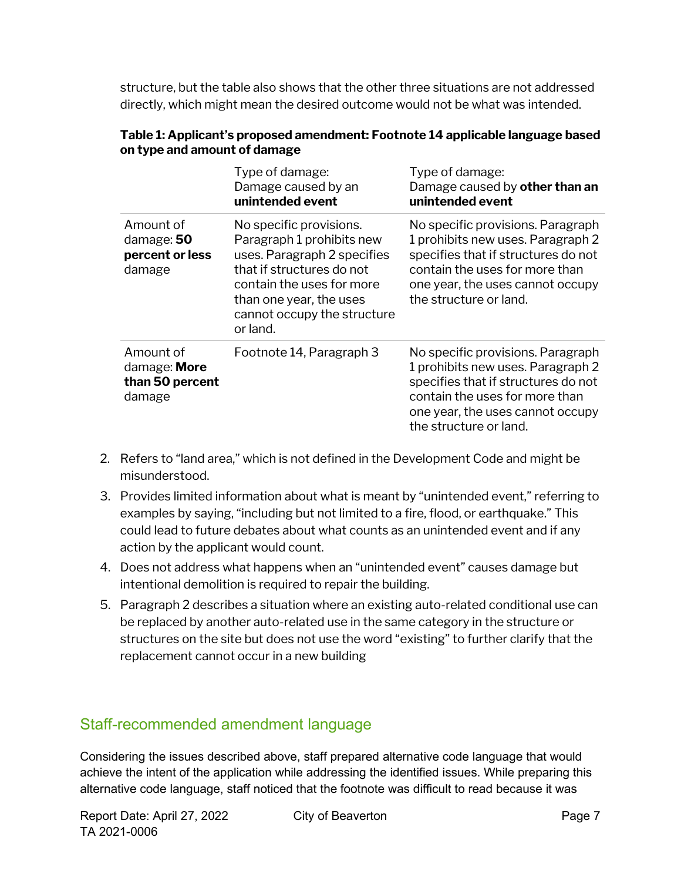structure, but the table also shows that the other three situations are not addressed directly, which might mean the desired outcome would not be what was intended.

**Table 1: Applicant's proposed amendment: Footnote 14 applicable language based on type and amount of damage**

| | Type of damage: Damage caused by an **unintended event** | Type of damage: Damage caused by **other than an unintended event** |
|---|---|---|
| Amount of damage: **50 percent or less** damage | No specific provisions. Paragraph 1 prohibits new uses. Paragraph 2 specifies that if structures do not contain the uses for more than one year, the uses cannot occupy the structure or land. | No specific provisions. Paragraph 1 prohibits new uses. Paragraph 2 specifies that if structures do not contain the uses for more than one year, the uses cannot occupy the structure or land. |
| Amount of damage: **More than 50 percent** damage | Footnote 14, Paragraph 3 | No specific provisions. Paragraph 1 prohibits new uses. Paragraph 2 specifies that if structures do not contain the uses for more than one year, the uses cannot occupy the structure or land. |

2. Refers to "land area," which is not defined in the Development Code and might be misunderstood.
3. Provides limited information about what is meant by "unintended event," referring to examples by saying, "including but not limited to a fire, flood, or earthquake." This could lead to future debates about what counts as an unintended event and if any action by the applicant would count.
4. Does not address what happens when an "unintended event" causes damage but intentional demolition is required to repair the building.
5. Paragraph 2 describes a situation where an existing auto-related conditional use can be replaced by another auto-related use in the same category in the structure or structures on the site but does not use the word "existing" to further clarify that the replacement cannot occur in a new building

## Staff-recommended amendment language

Considering the issues described above, staff prepared alternative code language that would achieve the intent of the application while addressing the identified issues. While preparing this alternative code language, staff noticed that the footnote was difficult to read because it was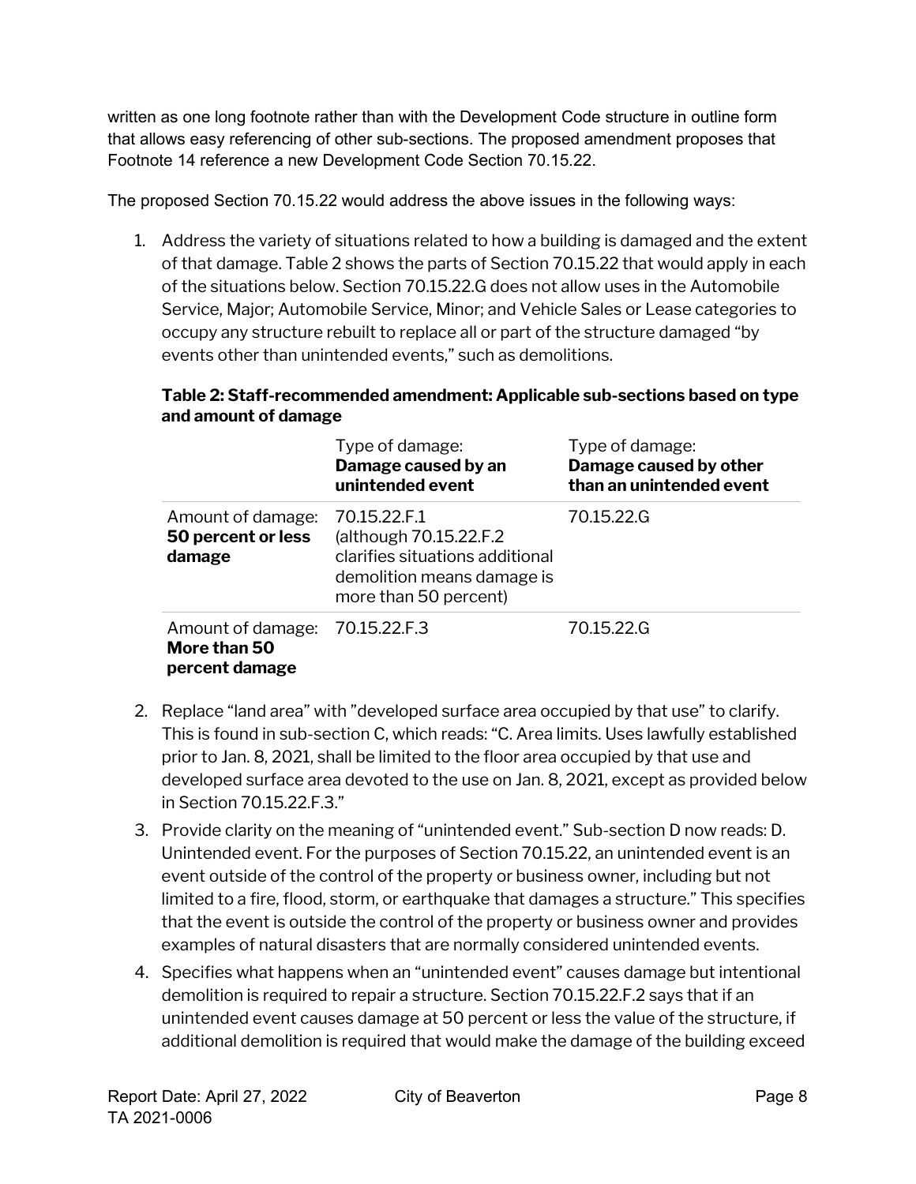written as one long footnote rather than with the Development Code structure in outline form that allows easy referencing of other sub-sections. The proposed amendment proposes that Footnote 14 reference a new Development Code Section 70.15.22.

The proposed Section 70.15.22 would address the above issues in the following ways:

1. Address the variety of situations related to how a building is damaged and the extent of that damage. Table 2 shows the parts of Section 70.15.22 that would apply in each of the situations below. Section 70.15.22.G does not allow uses in the Automobile Service, Major; Automobile Service, Minor; and Vehicle Sales or Lease categories to occupy any structure rebuilt to replace all or part of the structure damaged "by events other than unintended events," such as demolitions.

**Table 2: Staff-recommended amendment: Applicable sub-sections based on type and amount of damage**

| | Type of damage: **Damage caused by an unintended event** | Type of damage: **Damage caused by other than an unintended event** |
|---|---|---|
| Amount of damage: **50 percent or less damage** | 70.15.22.F.1 (although 70.15.22.F.2 clarifies situations additional demolition means damage is more than 50 percent) | 70.15.22.G |
| Amount of damage: **More than 50 percent damage** | 70.15.22.F.3 | 70.15.22.G |

2. Replace "land area" with "developed surface area occupied by that use" to clarify. This is found in sub-section C, which reads: "C. Area limits. Uses lawfully established prior to Jan. 8, 2021, shall be limited to the floor area occupied by that use and developed surface area devoted to the use on Jan. 8, 2021, except as provided below in Section 70.15.22.F.3."
3. Provide clarity on the meaning of "unintended event." Sub-section D now reads: D. Unintended event. For the purposes of Section 70.15.22, an unintended event is an event outside of the control of the property or business owner, including but not limited to a fire, flood, storm, or earthquake that damages a structure." This specifies that the event is outside the control of the property or business owner and provides examples of natural disasters that are normally considered unintended events.
4. Specifies what happens when an "unintended event" causes damage but intentional demolition is required to repair a structure. Section 70.15.22.F.2 says that if an unintended event causes damage at 50 percent or less the value of the structure, if additional demolition is required that would make the damage of the building exceed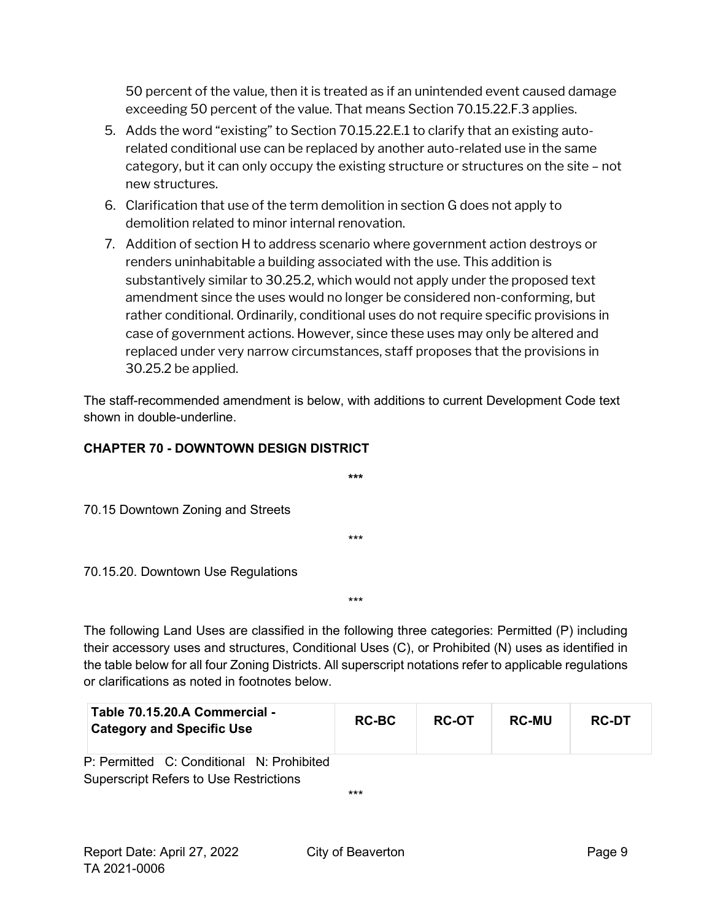50 percent of the value, then it is treated as if an unintended event caused damage exceeding 50 percent of the value. That means Section 70.15.22.F.3 applies.

5. Adds the word "existing" to Section 70.15.22.E.1 to clarify that an existing auto-related conditional use can be replaced by another auto-related use in the same category, but it can only occupy the existing structure or structures on the site – not new structures.
6. Clarification that use of the term demolition in section G does not apply to demolition related to minor internal renovation.
7. Addition of section H to address scenario where government action destroys or renders uninhabitable a building associated with the use. This addition is substantively similar to 30.25.2, which would not apply under the proposed text amendment since the uses would no longer be considered non-conforming, but rather conditional. Ordinarily, conditional uses do not require specific provisions in case of government actions. However, since these uses may only be altered and replaced under very narrow circumstances, staff proposes that the provisions in 30.25.2 be applied.

The staff-recommended amendment is below, with additions to current Development Code text shown in double-underline.

**CHAPTER 70 - DOWNTOWN DESIGN DISTRICT**

\*\*\*

70.15 Downtown Zoning and Streets

\*\*\*

70.15.20. Downtown Use Regulations

\*\*\*

The following Land Uses are classified in the following three categories: Permitted (P) including their accessory uses and structures, Conditional Uses (C), or Prohibited (N) uses as identified in the table below for all four Zoning Districts. All superscript notations refer to applicable regulations or clarifications as noted in footnotes below.

| **Table 70.15.20.A Commercial - Category and Specific Use** | **RC-BC** | **RC-OT** | **RC-MU** | **RC-DT** |
|---|---|---|---|---|

P: Permitted C: Conditional N: Prohibited
Superscript Refers to Use Restrictions

\*\*\*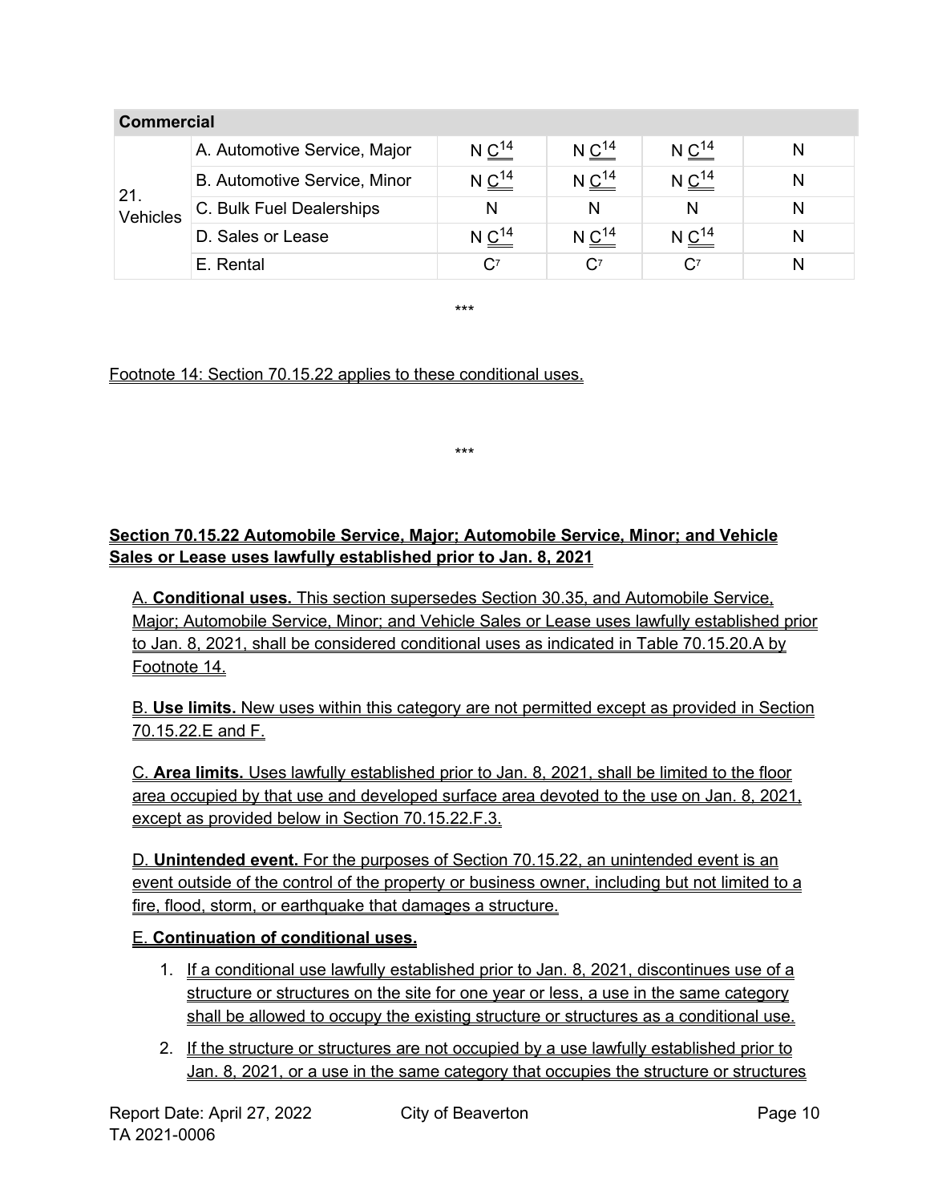| Commercial | | | | | |
|---|---|---|---|---|---|
| 21. Vehicles | A. Automotive Service, Major | N C[14] | N C[14] | N C[14] | N |
| | B. Automotive Service, Minor | N C[14] | N C[14] | N C[14] | N |
| | C. Bulk Fuel Dealerships | N | N | N | N |
| | D. Sales or Lease | N C[14] | N C[14] | N C[14] | N |
| | E. Rental | C[7] | C[7] | C[7] | N |

***

Footnote 14: Section 70.15.22 applies to these conditional uses.

***

**Section 70.15.22 Automobile Service, Major; Automobile Service, Minor; and Vehicle Sales or Lease uses lawfully established prior to Jan. 8, 2021**

A. **Conditional uses.** This section supersedes Section 30.35, and Automobile Service, Major; Automobile Service, Minor; and Vehicle Sales or Lease uses lawfully established prior to Jan. 8, 2021, shall be considered conditional uses as indicated in Table 70.15.20.A by Footnote 14.

B. **Use limits.** New uses within this category are not permitted except as provided in Section 70.15.22.E and F.

C. **Area limits.** Uses lawfully established prior to Jan. 8, 2021, shall be limited to the floor area occupied by that use and developed surface area devoted to the use on Jan. 8, 2021, except as provided below in Section 70.15.22.F.3.

D. **Unintended event.** For the purposes of Section 70.15.22, an unintended event is an event outside of the control of the property or business owner, including but not limited to a fire, flood, storm, or earthquake that damages a structure.

E. **Continuation of conditional uses.**

1. If a conditional use lawfully established prior to Jan. 8, 2021, discontinues use of a structure or structures on the site for one year or less, a use in the same category shall be allowed to occupy the existing structure or structures as a conditional use.
2. If the structure or structures are not occupied by a use lawfully established prior to Jan. 8, 2021, or a use in the same category that occupies the structure or structures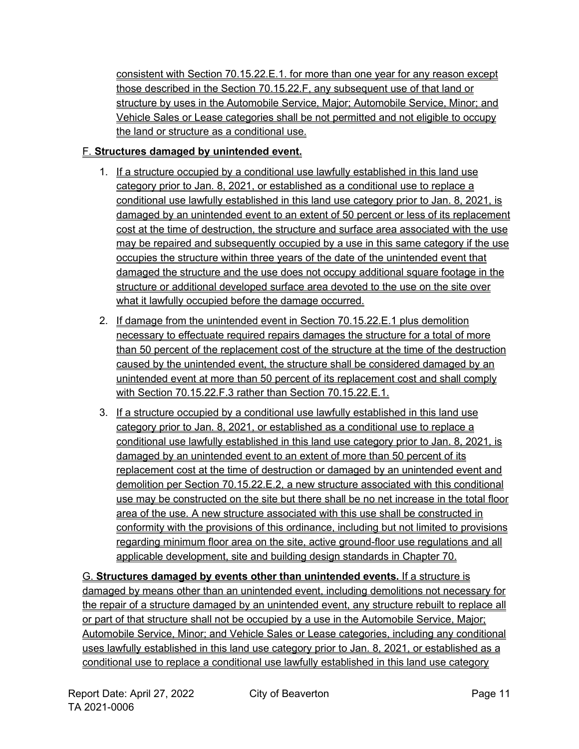consistent with Section 70.15.22.E.1. for more than one year for any reason except those described in the Section 70.15.22.F, any subsequent use of that land or structure by uses in the Automobile Service, Major; Automobile Service, Minor; and Vehicle Sales or Lease categories shall be not permitted and not eligible to occupy the land or structure as a conditional use.

F. **Structures damaged by unintended event.**

1. If a structure occupied by a conditional use lawfully established in this land use category prior to Jan. 8, 2021, or established as a conditional use to replace a conditional use lawfully established in this land use category prior to Jan. 8, 2021, is damaged by an unintended event to an extent of 50 percent or less of its replacement cost at the time of destruction, the structure and surface area associated with the use may be repaired and subsequently occupied by a use in this same category if the use occupies the structure within three years of the date of the unintended event that damaged the structure and the use does not occupy additional square footage in the structure or additional developed surface area devoted to the use on the site over what it lawfully occupied before the damage occurred.
2. If damage from the unintended event in Section 70.15.22.E.1 plus demolition necessary to effectuate required repairs damages the structure for a total of more than 50 percent of the replacement cost of the structure at the time of the destruction caused by the unintended event, the structure shall be considered damaged by an unintended event at more than 50 percent of its replacement cost and shall comply with Section 70.15.22.F.3 rather than Section 70.15.22.E.1.
3. If a structure occupied by a conditional use lawfully established in this land use category prior to Jan. 8, 2021, or established as a conditional use to replace a conditional use lawfully established in this land use category prior to Jan. 8, 2021, is damaged by an unintended event to an extent of more than 50 percent of its replacement cost at the time of destruction or damaged by an unintended event and demolition per Section 70.15.22.E.2, a new structure associated with this conditional use may be constructed on the site but there shall be no net increase in the total floor area of the use. A new structure associated with this use shall be constructed in conformity with the provisions of this ordinance, including but not limited to provisions regarding minimum floor area on the site, active ground-floor use regulations and all applicable development, site and building design standards in Chapter 70.

G. **Structures damaged by events other than unintended events.** If a structure is damaged by means other than an unintended event, including demolitions not necessary for the repair of a structure damaged by an unintended event, any structure rebuilt to replace all or part of that structure shall not be occupied by a use in the Automobile Service, Major; Automobile Service, Minor; and Vehicle Sales or Lease categories, including any conditional uses lawfully established in this land use category prior to Jan. 8, 2021, or established as a conditional use to replace a conditional use lawfully established in this land use category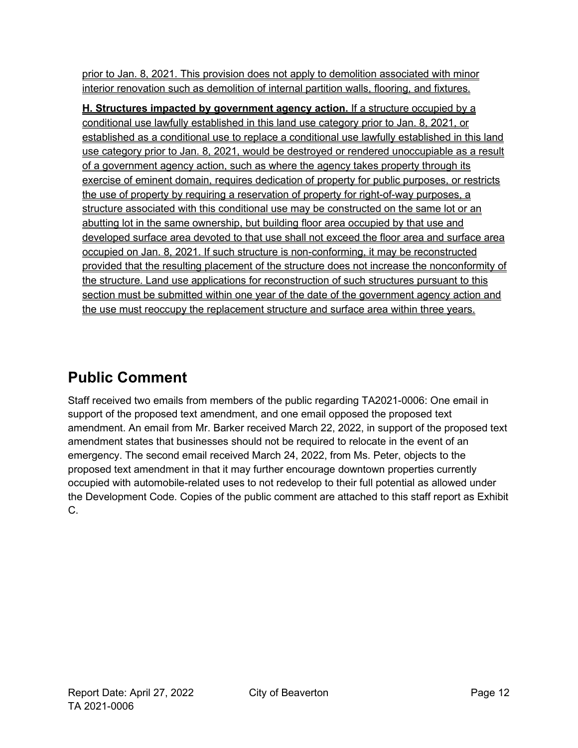prior to Jan. 8, 2021. This provision does not apply to demolition associated with minor interior renovation such as demolition of internal partition walls, flooring, and fixtures.

**H. Structures impacted by government agency action.** If a structure occupied by a conditional use lawfully established in this land use category prior to Jan. 8, 2021, or established as a conditional use to replace a conditional use lawfully established in this land use category prior to Jan. 8, 2021, would be destroyed or rendered unoccupiable as a result of a government agency action, such as where the agency takes property through its exercise of eminent domain, requires dedication of property for public purposes, or restricts the use of property by requiring a reservation of property for right-of-way purposes, a structure associated with this conditional use may be constructed on the same lot or an abutting lot in the same ownership, but building floor area occupied by that use and developed surface area devoted to that use shall not exceed the floor area and surface area occupied on Jan. 8, 2021. If such structure is non-conforming, it may be reconstructed provided that the resulting placement of the structure does not increase the nonconformity of the structure. Land use applications for reconstruction of such structures pursuant to this section must be submitted within one year of the date of the government agency action and the use must reoccupy the replacement structure and surface area within three years.

# Public Comment

Staff received two emails from members of the public regarding TA2021-0006: One email in support of the proposed text amendment, and one email opposed the proposed text amendment. An email from Mr. Barker received March 22, 2022, in support of the proposed text amendment states that businesses should not be required to relocate in the event of an emergency. The second email received March 24, 2022, from Ms. Peter, objects to the proposed text amendment in that it may further encourage downtown properties currently occupied with automobile-related uses to not redevelop to their full potential as allowed under the Development Code. Copies of the public comment are attached to this staff report as Exhibit C.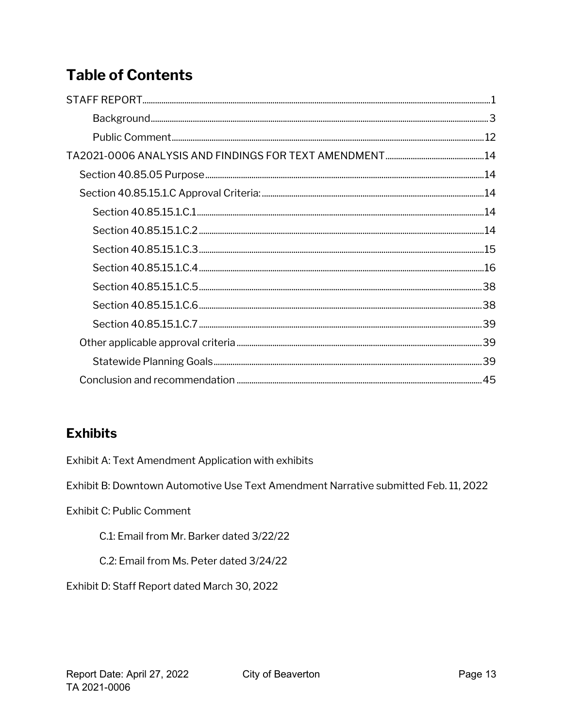# Table of Contents

STAFF REPORT ........ 1

- Background ........ 3
- Public Comment ........ 12

TA2021-0006 ANALYSIS AND FINDINGS FOR TEXT AMENDMENT ........ 14

- Section 40.85.05 Purpose ........ 14
- Section 40.85.15.1.C Approval Criteria: ........ 14
  - Section 40.85.15.1.C.1 ........ 14
  - Section 40.85.15.1.C.2 ........ 14
  - Section 40.85.15.1.C.3 ........ 15
  - Section 40.85.15.1.C.4 ........ 16
  - Section 40.85.15.1.C.5 ........ 38
  - Section 40.85.15.1.C.6 ........ 38
  - Section 40.85.15.1.C.7 ........ 39
- Other applicable approval criteria ........ 39
  - Statewide Planning Goals ........ 39
- Conclusion and recommendation ........ 45

# Exhibits

Exhibit A: Text Amendment Application with exhibits

Exhibit B: Downtown Automotive Use Text Amendment Narrative submitted Feb. 11, 2022

Exhibit C: Public Comment

- C.1: Email from Mr. Barker dated 3/22/22
- C.2: Email from Ms. Peter dated 3/24/22

Exhibit D: Staff Report dated March 30, 2022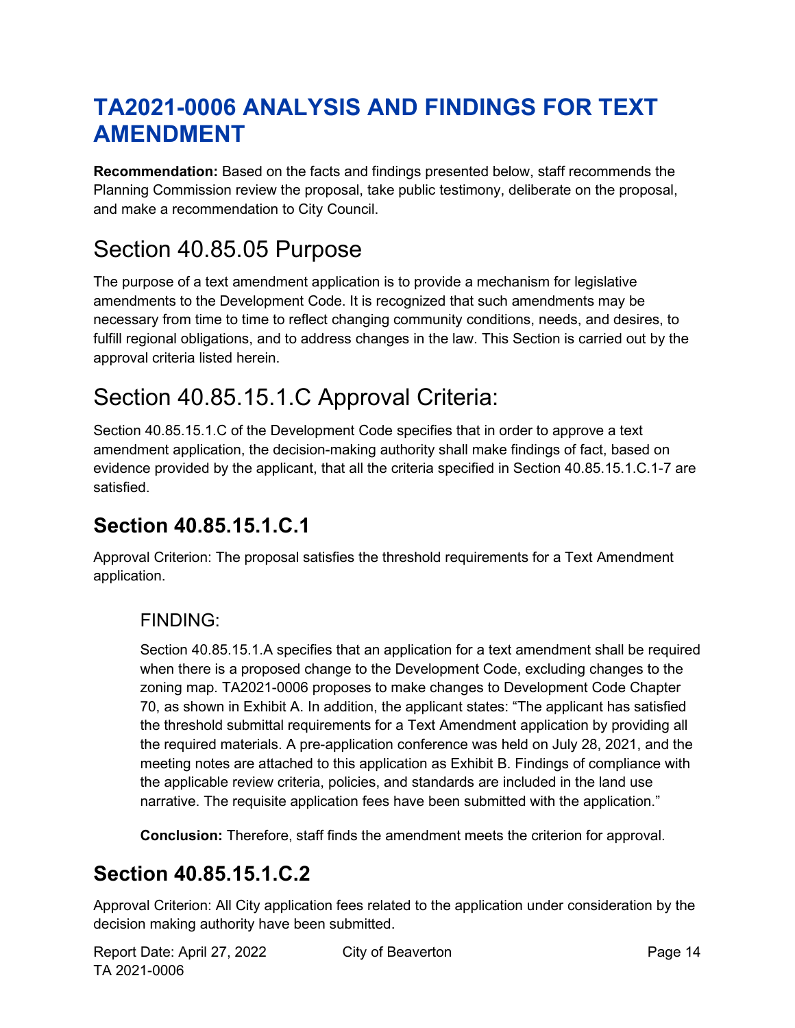# TA2021-0006 ANALYSIS AND FINDINGS FOR TEXT AMENDMENT

**Recommendation:** Based on the facts and findings presented below, staff recommends the Planning Commission review the proposal, take public testimony, deliberate on the proposal, and make a recommendation to City Council.

## Section 40.85.05 Purpose

The purpose of a text amendment application is to provide a mechanism for legislative amendments to the Development Code. It is recognized that such amendments may be necessary from time to time to reflect changing community conditions, needs, and desires, to fulfill regional obligations, and to address changes in the law. This Section is carried out by the approval criteria listed herein.

## Section 40.85.15.1.C Approval Criteria:

Section 40.85.15.1.C of the Development Code specifies that in order to approve a text amendment application, the decision-making authority shall make findings of fact, based on evidence provided by the applicant, that all the criteria specified in Section 40.85.15.1.C.1-7 are satisfied.

### Section 40.85.15.1.C.1

Approval Criterion: The proposal satisfies the threshold requirements for a Text Amendment application.

#### FINDING:

Section 40.85.15.1.A specifies that an application for a text amendment shall be required when there is a proposed change to the Development Code, excluding changes to the zoning map. TA2021-0006 proposes to make changes to Development Code Chapter 70, as shown in Exhibit A. In addition, the applicant states: "The applicant has satisfied the threshold submittal requirements for a Text Amendment application by providing all the required materials. A pre-application conference was held on July 28, 2021, and the meeting notes are attached to this application as Exhibit B. Findings of compliance with the applicable review criteria, policies, and standards are included in the land use narrative. The requisite application fees have been submitted with the application."

**Conclusion:** Therefore, staff finds the amendment meets the criterion for approval.

### Section 40.85.15.1.C.2

Approval Criterion: All City application fees related to the application under consideration by the decision making authority have been submitted.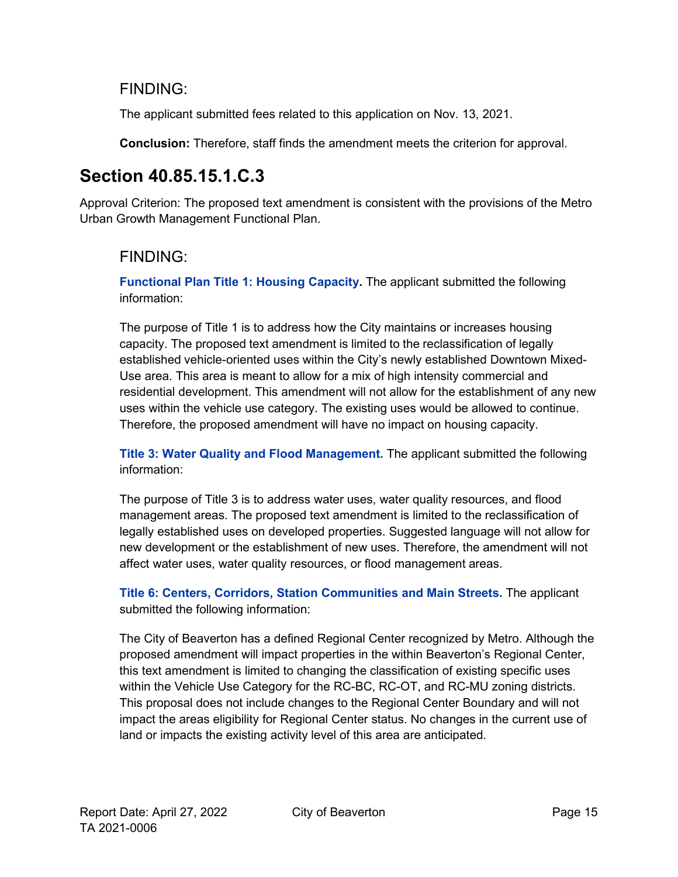FINDING:

The applicant submitted fees related to this application on Nov. 13, 2021.

**Conclusion:** Therefore, staff finds the amendment meets the criterion for approval.

## Section 40.85.15.1.C.3

Approval Criterion: The proposed text amendment is consistent with the provisions of the Metro Urban Growth Management Functional Plan.

FINDING:

**Functional Plan Title 1: Housing Capacity.** The applicant submitted the following information:

The purpose of Title 1 is to address how the City maintains or increases housing capacity. The proposed text amendment is limited to the reclassification of legally established vehicle-oriented uses within the City's newly established Downtown Mixed-Use area. This area is meant to allow for a mix of high intensity commercial and residential development. This amendment will not allow for the establishment of any new uses within the vehicle use category. The existing uses would be allowed to continue. Therefore, the proposed amendment will have no impact on housing capacity.

**Title 3: Water Quality and Flood Management.** The applicant submitted the following information:

The purpose of Title 3 is to address water uses, water quality resources, and flood management areas. The proposed text amendment is limited to the reclassification of legally established uses on developed properties. Suggested language will not allow for new development or the establishment of new uses. Therefore, the amendment will not affect water uses, water quality resources, or flood management areas.

**Title 6: Centers, Corridors, Station Communities and Main Streets.** The applicant submitted the following information:

The City of Beaverton has a defined Regional Center recognized by Metro. Although the proposed amendment will impact properties in the within Beaverton's Regional Center, this text amendment is limited to changing the classification of existing specific uses within the Vehicle Use Category for the RC-BC, RC-OT, and RC-MU zoning districts. This proposal does not include changes to the Regional Center Boundary and will not impact the areas eligibility for Regional Center status. No changes in the current use of land or impacts the existing activity level of this area are anticipated.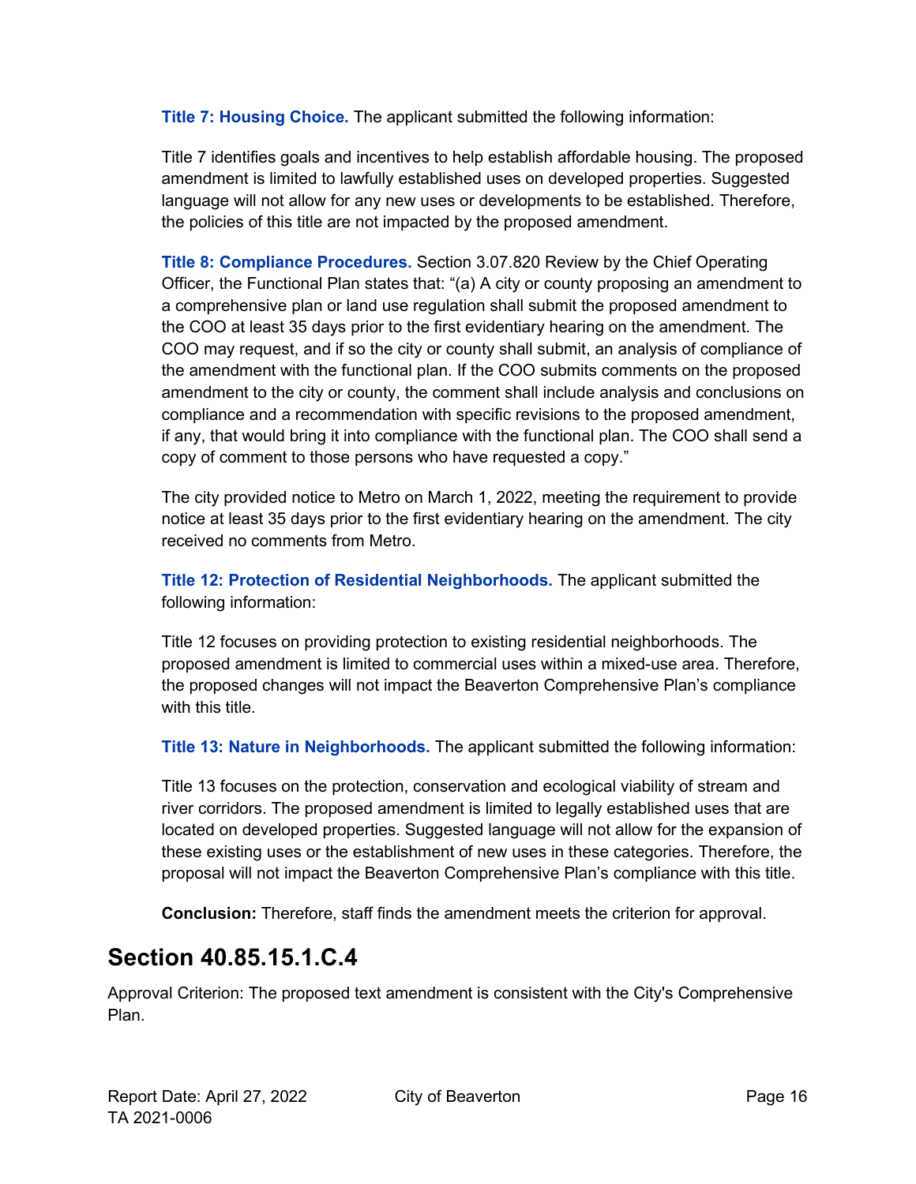**Title 7: Housing Choice.** The applicant submitted the following information:

Title 7 identifies goals and incentives to help establish affordable housing. The proposed amendment is limited to lawfully established uses on developed properties. Suggested language will not allow for any new uses or developments to be established. Therefore, the policies of this title are not impacted by the proposed amendment.

**Title 8: Compliance Procedures.** Section 3.07.820 Review by the Chief Operating Officer, the Functional Plan states that: "(a) A city or county proposing an amendment to a comprehensive plan or land use regulation shall submit the proposed amendment to the COO at least 35 days prior to the first evidentiary hearing on the amendment. The COO may request, and if so the city or county shall submit, an analysis of compliance of the amendment with the functional plan. If the COO submits comments on the proposed amendment to the city or county, the comment shall include analysis and conclusions on compliance and a recommendation with specific revisions to the proposed amendment, if any, that would bring it into compliance with the functional plan. The COO shall send a copy of comment to those persons who have requested a copy."

The city provided notice to Metro on March 1, 2022, meeting the requirement to provide notice at least 35 days prior to the first evidentiary hearing on the amendment. The city received no comments from Metro.

**Title 12: Protection of Residential Neighborhoods.** The applicant submitted the following information:

Title 12 focuses on providing protection to existing residential neighborhoods. The proposed amendment is limited to commercial uses within a mixed-use area. Therefore, the proposed changes will not impact the Beaverton Comprehensive Plan's compliance with this title.

**Title 13: Nature in Neighborhoods.** The applicant submitted the following information:

Title 13 focuses on the protection, conservation and ecological viability of stream and river corridors. The proposed amendment is limited to legally established uses that are located on developed properties. Suggested language will not allow for the expansion of these existing uses or the establishment of new uses in these categories. Therefore, the proposal will not impact the Beaverton Comprehensive Plan's compliance with this title.

**Conclusion:** Therefore, staff finds the amendment meets the criterion for approval.

## Section 40.85.15.1.C.4

Approval Criterion: The proposed text amendment is consistent with the City's Comprehensive Plan.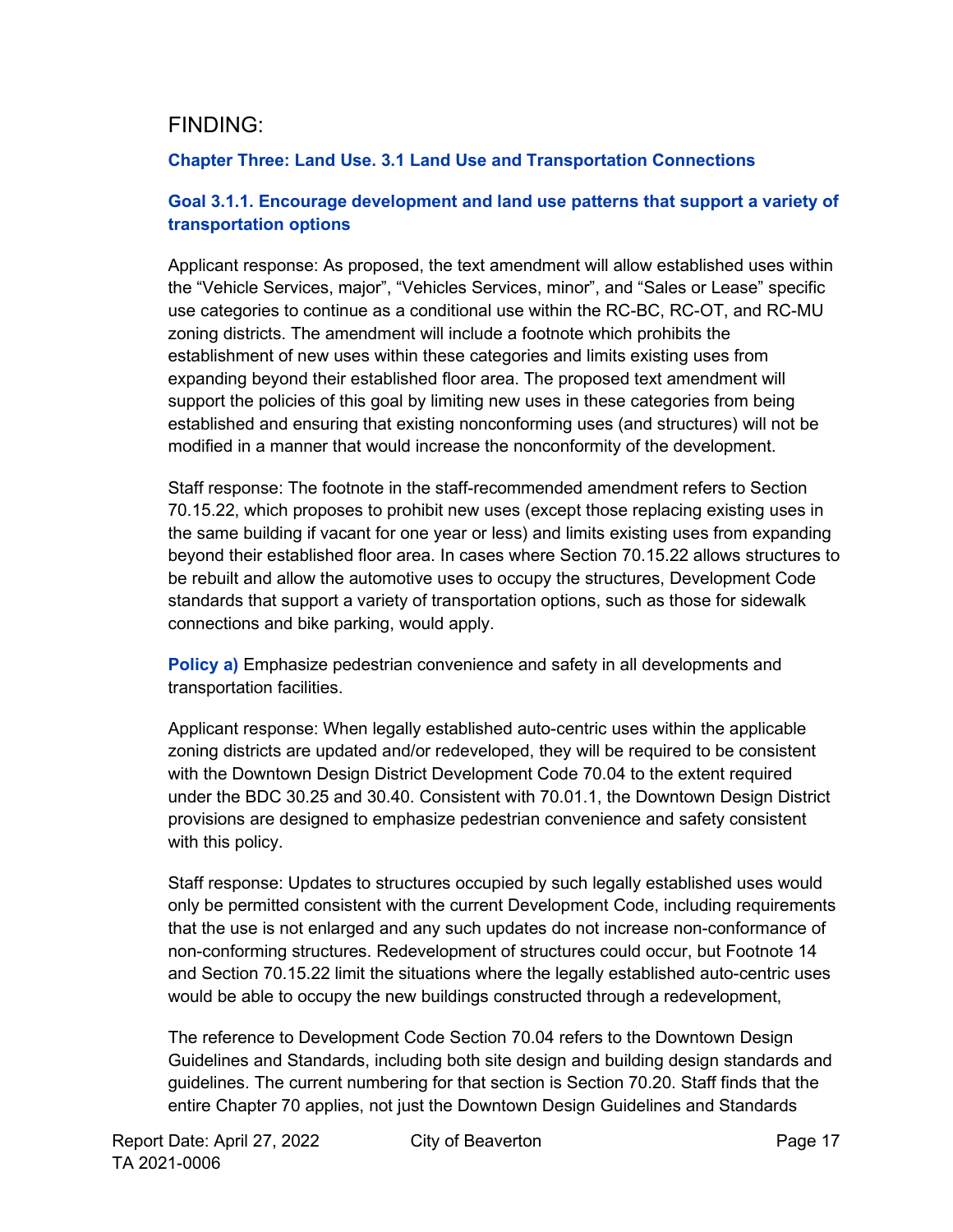## FINDING:

**Chapter Three: Land Use. 3.1 Land Use and Transportation Connections**

**Goal 3.1.1. Encourage development and land use patterns that support a variety of transportation options**

Applicant response: As proposed, the text amendment will allow established uses within the "Vehicle Services, major", "Vehicles Services, minor", and "Sales or Lease" specific use categories to continue as a conditional use within the RC-BC, RC-OT, and RC-MU zoning districts. The amendment will include a footnote which prohibits the establishment of new uses within these categories and limits existing uses from expanding beyond their established floor area. The proposed text amendment will support the policies of this goal by limiting new uses in these categories from being established and ensuring that existing nonconforming uses (and structures) will not be modified in a manner that would increase the nonconformity of the development.

Staff response: The footnote in the staff-recommended amendment refers to Section 70.15.22, which proposes to prohibit new uses (except those replacing existing uses in the same building if vacant for one year or less) and limits existing uses from expanding beyond their established floor area. In cases where Section 70.15.22 allows structures to be rebuilt and allow the automotive uses to occupy the structures, Development Code standards that support a variety of transportation options, such as those for sidewalk connections and bike parking, would apply.

**Policy a)** Emphasize pedestrian convenience and safety in all developments and transportation facilities.

Applicant response: When legally established auto-centric uses within the applicable zoning districts are updated and/or redeveloped, they will be required to be consistent with the Downtown Design District Development Code 70.04 to the extent required under the BDC 30.25 and 30.40. Consistent with 70.01.1, the Downtown Design District provisions are designed to emphasize pedestrian convenience and safety consistent with this policy.

Staff response: Updates to structures occupied by such legally established uses would only be permitted consistent with the current Development Code, including requirements that the use is not enlarged and any such updates do not increase non-conformance of non-conforming structures. Redevelopment of structures could occur, but Footnote 14 and Section 70.15.22 limit the situations where the legally established auto-centric uses would be able to occupy the new buildings constructed through a redevelopment,

The reference to Development Code Section 70.04 refers to the Downtown Design Guidelines and Standards, including both site design and building design standards and guidelines. The current numbering for that section is Section 70.20. Staff finds that the entire Chapter 70 applies, not just the Downtown Design Guidelines and Standards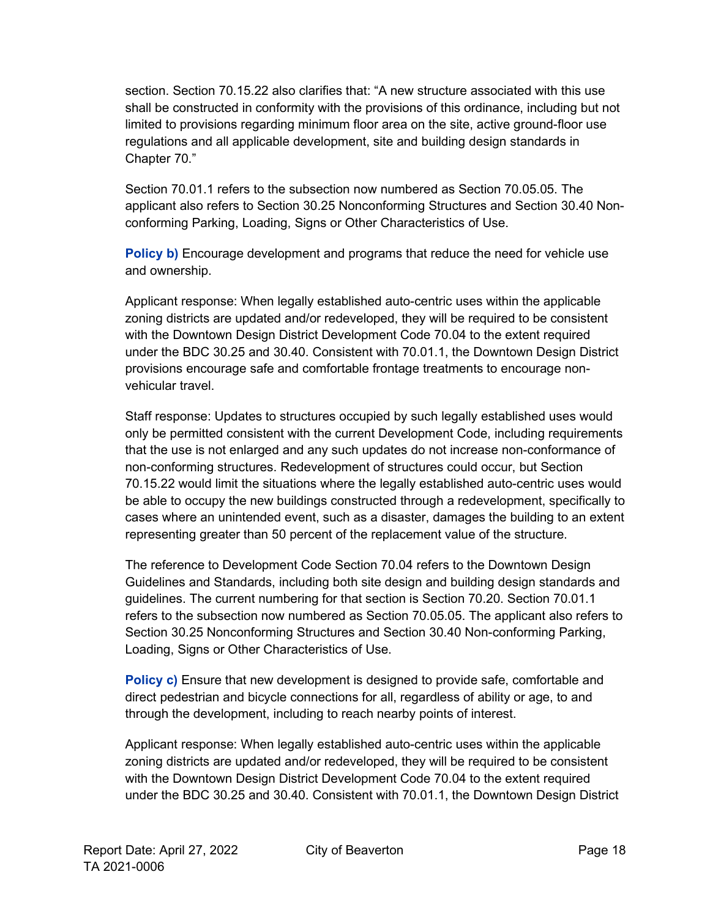section. Section 70.15.22 also clarifies that: "A new structure associated with this use shall be constructed in conformity with the provisions of this ordinance, including but not limited to provisions regarding minimum floor area on the site, active ground-floor use regulations and all applicable development, site and building design standards in Chapter 70."

Section 70.01.1 refers to the subsection now numbered as Section 70.05.05. The applicant also refers to Section 30.25 Nonconforming Structures and Section 30.40 Non-conforming Parking, Loading, Signs or Other Characteristics of Use.

**Policy b)** Encourage development and programs that reduce the need for vehicle use and ownership.

Applicant response: When legally established auto-centric uses within the applicable zoning districts are updated and/or redeveloped, they will be required to be consistent with the Downtown Design District Development Code 70.04 to the extent required under the BDC 30.25 and 30.40. Consistent with 70.01.1, the Downtown Design District provisions encourage safe and comfortable frontage treatments to encourage non-vehicular travel.

Staff response: Updates to structures occupied by such legally established uses would only be permitted consistent with the current Development Code, including requirements that the use is not enlarged and any such updates do not increase non-conformance of non-conforming structures. Redevelopment of structures could occur, but Section 70.15.22 would limit the situations where the legally established auto-centric uses would be able to occupy the new buildings constructed through a redevelopment, specifically to cases where an unintended event, such as a disaster, damages the building to an extent representing greater than 50 percent of the replacement value of the structure.

The reference to Development Code Section 70.04 refers to the Downtown Design Guidelines and Standards, including both site design and building design standards and guidelines. The current numbering for that section is Section 70.20. Section 70.01.1 refers to the subsection now numbered as Section 70.05.05. The applicant also refers to Section 30.25 Nonconforming Structures and Section 30.40 Non-conforming Parking, Loading, Signs or Other Characteristics of Use.

**Policy c)** Ensure that new development is designed to provide safe, comfortable and direct pedestrian and bicycle connections for all, regardless of ability or age, to and through the development, including to reach nearby points of interest.

Applicant response: When legally established auto-centric uses within the applicable zoning districts are updated and/or redeveloped, they will be required to be consistent with the Downtown Design District Development Code 70.04 to the extent required under the BDC 30.25 and 30.40. Consistent with 70.01.1, the Downtown Design District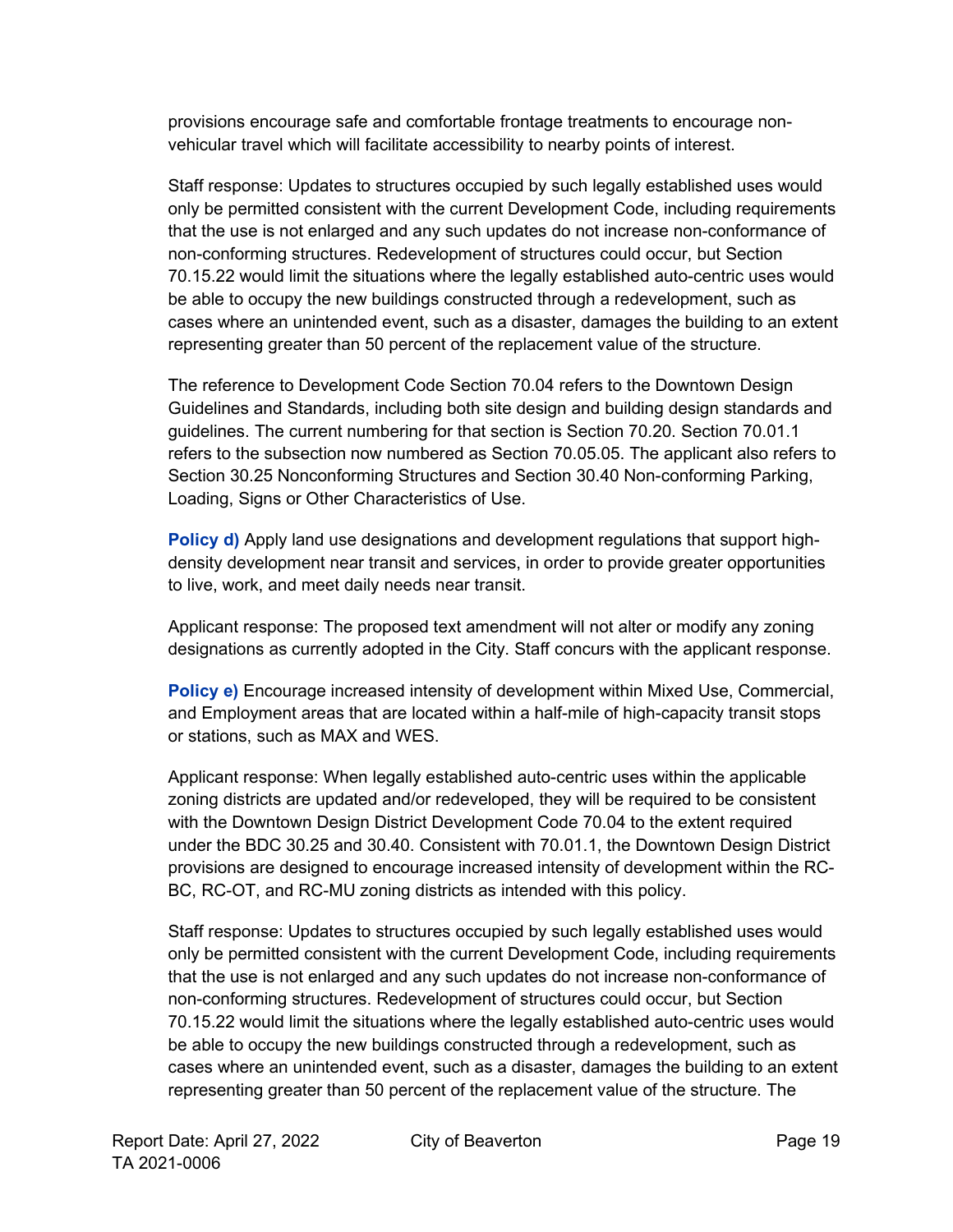provisions encourage safe and comfortable frontage treatments to encourage non-vehicular travel which will facilitate accessibility to nearby points of interest.

Staff response: Updates to structures occupied by such legally established uses would only be permitted consistent with the current Development Code, including requirements that the use is not enlarged and any such updates do not increase non-conformance of non-conforming structures. Redevelopment of structures could occur, but Section 70.15.22 would limit the situations where the legally established auto-centric uses would be able to occupy the new buildings constructed through a redevelopment, such as cases where an unintended event, such as a disaster, damages the building to an extent representing greater than 50 percent of the replacement value of the structure.

The reference to Development Code Section 70.04 refers to the Downtown Design Guidelines and Standards, including both site design and building design standards and guidelines. The current numbering for that section is Section 70.20. Section 70.01.1 refers to the subsection now numbered as Section 70.05.05. The applicant also refers to Section 30.25 Nonconforming Structures and Section 30.40 Non-conforming Parking, Loading, Signs or Other Characteristics of Use.

**Policy d)** Apply land use designations and development regulations that support high-density development near transit and services, in order to provide greater opportunities to live, work, and meet daily needs near transit.

Applicant response: The proposed text amendment will not alter or modify any zoning designations as currently adopted in the City. Staff concurs with the applicant response.

**Policy e)** Encourage increased intensity of development within Mixed Use, Commercial, and Employment areas that are located within a half-mile of high-capacity transit stops or stations, such as MAX and WES.

Applicant response: When legally established auto-centric uses within the applicable zoning districts are updated and/or redeveloped, they will be required to be consistent with the Downtown Design District Development Code 70.04 to the extent required under the BDC 30.25 and 30.40. Consistent with 70.01.1, the Downtown Design District provisions are designed to encourage increased intensity of development within the RC-BC, RC-OT, and RC-MU zoning districts as intended with this policy.

Staff response: Updates to structures occupied by such legally established uses would only be permitted consistent with the current Development Code, including requirements that the use is not enlarged and any such updates do not increase non-conformance of non-conforming structures. Redevelopment of structures could occur, but Section 70.15.22 would limit the situations where the legally established auto-centric uses would be able to occupy the new buildings constructed through a redevelopment, such as cases where an unintended event, such as a disaster, damages the building to an extent representing greater than 50 percent of the replacement value of the structure. The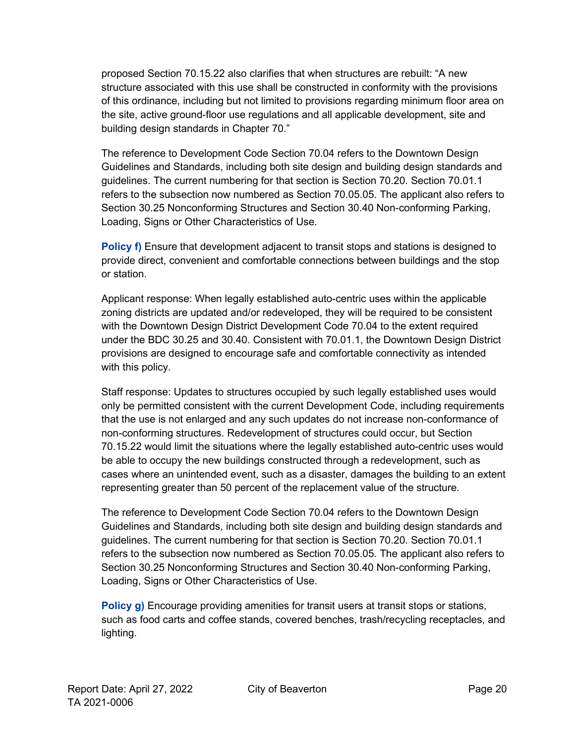proposed Section 70.15.22 also clarifies that when structures are rebuilt: "A new structure associated with this use shall be constructed in conformity with the provisions of this ordinance, including but not limited to provisions regarding minimum floor area on the site, active ground-floor use regulations and all applicable development, site and building design standards in Chapter 70."

The reference to Development Code Section 70.04 refers to the Downtown Design Guidelines and Standards, including both site design and building design standards and guidelines. The current numbering for that section is Section 70.20. Section 70.01.1 refers to the subsection now numbered as Section 70.05.05. The applicant also refers to Section 30.25 Nonconforming Structures and Section 30.40 Non-conforming Parking, Loading, Signs or Other Characteristics of Use.

**Policy f)** Ensure that development adjacent to transit stops and stations is designed to provide direct, convenient and comfortable connections between buildings and the stop or station.

Applicant response: When legally established auto-centric uses within the applicable zoning districts are updated and/or redeveloped, they will be required to be consistent with the Downtown Design District Development Code 70.04 to the extent required under the BDC 30.25 and 30.40. Consistent with 70.01.1, the Downtown Design District provisions are designed to encourage safe and comfortable connectivity as intended with this policy.

Staff response: Updates to structures occupied by such legally established uses would only be permitted consistent with the current Development Code, including requirements that the use is not enlarged and any such updates do not increase non-conformance of non-conforming structures. Redevelopment of structures could occur, but Section 70.15.22 would limit the situations where the legally established auto-centric uses would be able to occupy the new buildings constructed through a redevelopment, such as cases where an unintended event, such as a disaster, damages the building to an extent representing greater than 50 percent of the replacement value of the structure.

The reference to Development Code Section 70.04 refers to the Downtown Design Guidelines and Standards, including both site design and building design standards and guidelines. The current numbering for that section is Section 70.20. Section 70.01.1 refers to the subsection now numbered as Section 70.05.05. The applicant also refers to Section 30.25 Nonconforming Structures and Section 30.40 Non-conforming Parking, Loading, Signs or Other Characteristics of Use.

**Policy g)** Encourage providing amenities for transit users at transit stops or stations, such as food carts and coffee stands, covered benches, trash/recycling receptacles, and lighting.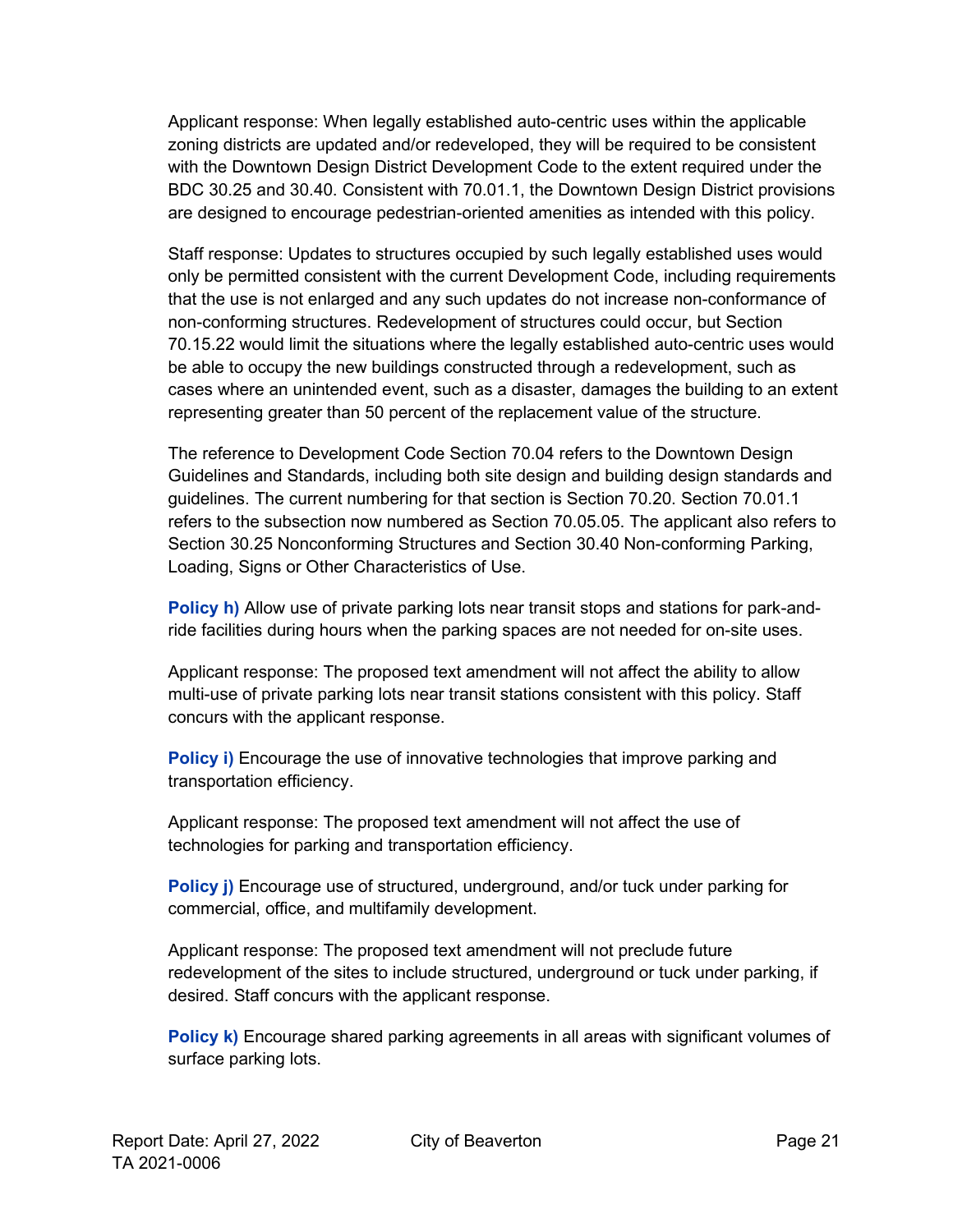Applicant response: When legally established auto-centric uses within the applicable zoning districts are updated and/or redeveloped, they will be required to be consistent with the Downtown Design District Development Code to the extent required under the BDC 30.25 and 30.40. Consistent with 70.01.1, the Downtown Design District provisions are designed to encourage pedestrian-oriented amenities as intended with this policy.

Staff response: Updates to structures occupied by such legally established uses would only be permitted consistent with the current Development Code, including requirements that the use is not enlarged and any such updates do not increase non-conformance of non-conforming structures. Redevelopment of structures could occur, but Section 70.15.22 would limit the situations where the legally established auto-centric uses would be able to occupy the new buildings constructed through a redevelopment, such as cases where an unintended event, such as a disaster, damages the building to an extent representing greater than 50 percent of the replacement value of the structure.

The reference to Development Code Section 70.04 refers to the Downtown Design Guidelines and Standards, including both site design and building design standards and guidelines. The current numbering for that section is Section 70.20. Section 70.01.1 refers to the subsection now numbered as Section 70.05.05. The applicant also refers to Section 30.25 Nonconforming Structures and Section 30.40 Non-conforming Parking, Loading, Signs or Other Characteristics of Use.

**Policy h)** Allow use of private parking lots near transit stops and stations for park-and-ride facilities during hours when the parking spaces are not needed for on-site uses.

Applicant response: The proposed text amendment will not affect the ability to allow multi-use of private parking lots near transit stations consistent with this policy. Staff concurs with the applicant response.

**Policy i)** Encourage the use of innovative technologies that improve parking and transportation efficiency.

Applicant response: The proposed text amendment will not affect the use of technologies for parking and transportation efficiency.

**Policy j)** Encourage use of structured, underground, and/or tuck under parking for commercial, office, and multifamily development.

Applicant response: The proposed text amendment will not preclude future redevelopment of the sites to include structured, underground or tuck under parking, if desired. Staff concurs with the applicant response.

**Policy k)** Encourage shared parking agreements in all areas with significant volumes of surface parking lots.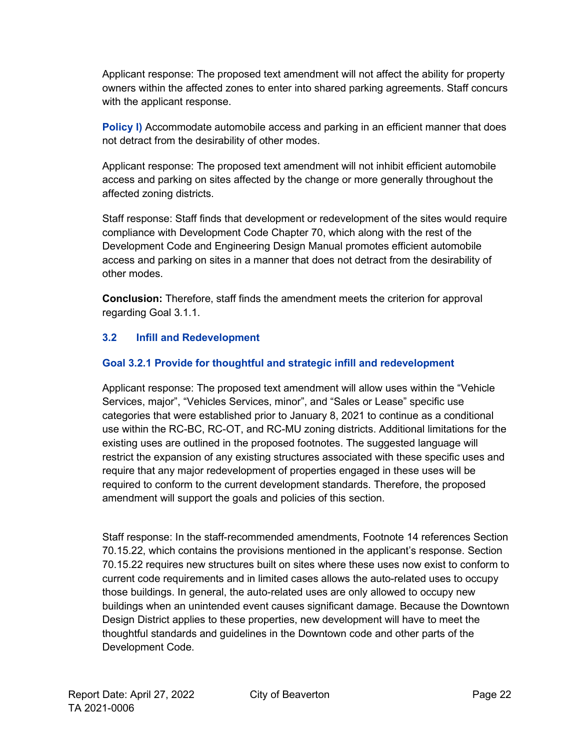Applicant response: The proposed text amendment will not affect the ability for property owners within the affected zones to enter into shared parking agreements. Staff concurs with the applicant response.

**Policy l)** Accommodate automobile access and parking in an efficient manner that does not detract from the desirability of other modes.

Applicant response: The proposed text amendment will not inhibit efficient automobile access and parking on sites affected by the change or more generally throughout the affected zoning districts.

Staff response: Staff finds that development or redevelopment of the sites would require compliance with Development Code Chapter 70, which along with the rest of the Development Code and Engineering Design Manual promotes efficient automobile access and parking on sites in a manner that does not detract from the desirability of other modes.

**Conclusion:** Therefore, staff finds the amendment meets the criterion for approval regarding Goal 3.1.1.

### 3.2 Infill and Redevelopment

#### Goal 3.2.1 Provide for thoughtful and strategic infill and redevelopment

Applicant response: The proposed text amendment will allow uses within the "Vehicle Services, major", "Vehicles Services, minor", and "Sales or Lease" specific use categories that were established prior to January 8, 2021 to continue as a conditional use within the RC-BC, RC-OT, and RC-MU zoning districts. Additional limitations for the existing uses are outlined in the proposed footnotes. The suggested language will restrict the expansion of any existing structures associated with these specific uses and require that any major redevelopment of properties engaged in these uses will be required to conform to the current development standards. Therefore, the proposed amendment will support the goals and policies of this section.

Staff response: In the staff-recommended amendments, Footnote 14 references Section 70.15.22, which contains the provisions mentioned in the applicant's response. Section 70.15.22 requires new structures built on sites where these uses now exist to conform to current code requirements and in limited cases allows the auto-related uses to occupy those buildings. In general, the auto-related uses are only allowed to occupy new buildings when an unintended event causes significant damage. Because the Downtown Design District applies to these properties, new development will have to meet the thoughtful standards and guidelines in the Downtown code and other parts of the Development Code.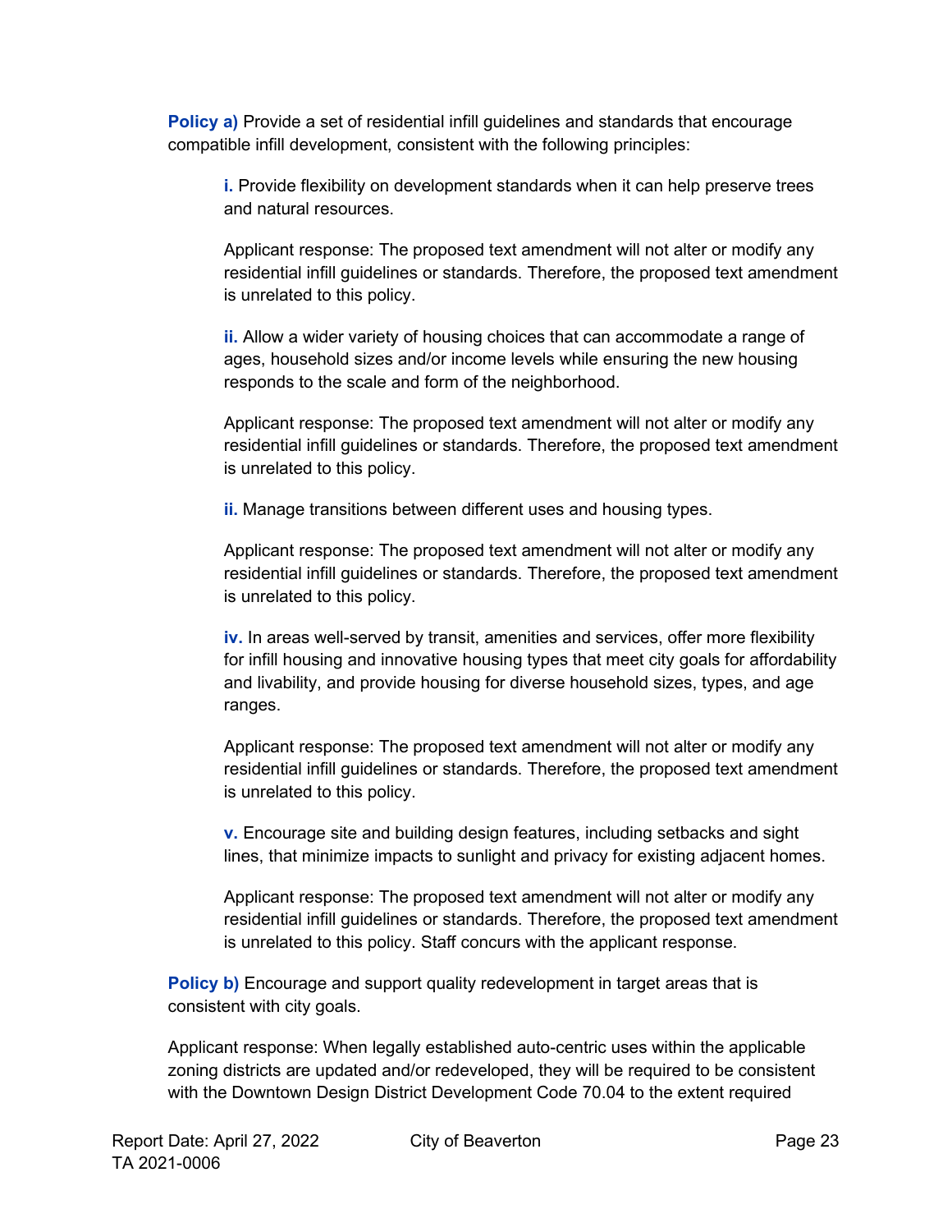**Policy a)** Provide a set of residential infill guidelines and standards that encourage compatible infill development, consistent with the following principles:

> **i.** Provide flexibility on development standards when it can help preserve trees and natural resources.
>
> Applicant response: The proposed text amendment will not alter or modify any residential infill guidelines or standards. Therefore, the proposed text amendment is unrelated to this policy.
>
> **ii.** Allow a wider variety of housing choices that can accommodate a range of ages, household sizes and/or income levels while ensuring the new housing responds to the scale and form of the neighborhood.
>
> Applicant response: The proposed text amendment will not alter or modify any residential infill guidelines or standards. Therefore, the proposed text amendment is unrelated to this policy.
>
> **ii.** Manage transitions between different uses and housing types.
>
> Applicant response: The proposed text amendment will not alter or modify any residential infill guidelines or standards. Therefore, the proposed text amendment is unrelated to this policy.
>
> **iv.** In areas well-served by transit, amenities and services, offer more flexibility for infill housing and innovative housing types that meet city goals for affordability and livability, and provide housing for diverse household sizes, types, and age ranges.
>
> Applicant response: The proposed text amendment will not alter or modify any residential infill guidelines or standards. Therefore, the proposed text amendment is unrelated to this policy.
>
> **v.** Encourage site and building design features, including setbacks and sight lines, that minimize impacts to sunlight and privacy for existing adjacent homes.
>
> Applicant response: The proposed text amendment will not alter or modify any residential infill guidelines or standards. Therefore, the proposed text amendment is unrelated to this policy. Staff concurs with the applicant response.

**Policy b)** Encourage and support quality redevelopment in target areas that is consistent with city goals.

Applicant response: When legally established auto-centric uses within the applicable zoning districts are updated and/or redeveloped, they will be required to be consistent with the Downtown Design District Development Code 70.04 to the extent required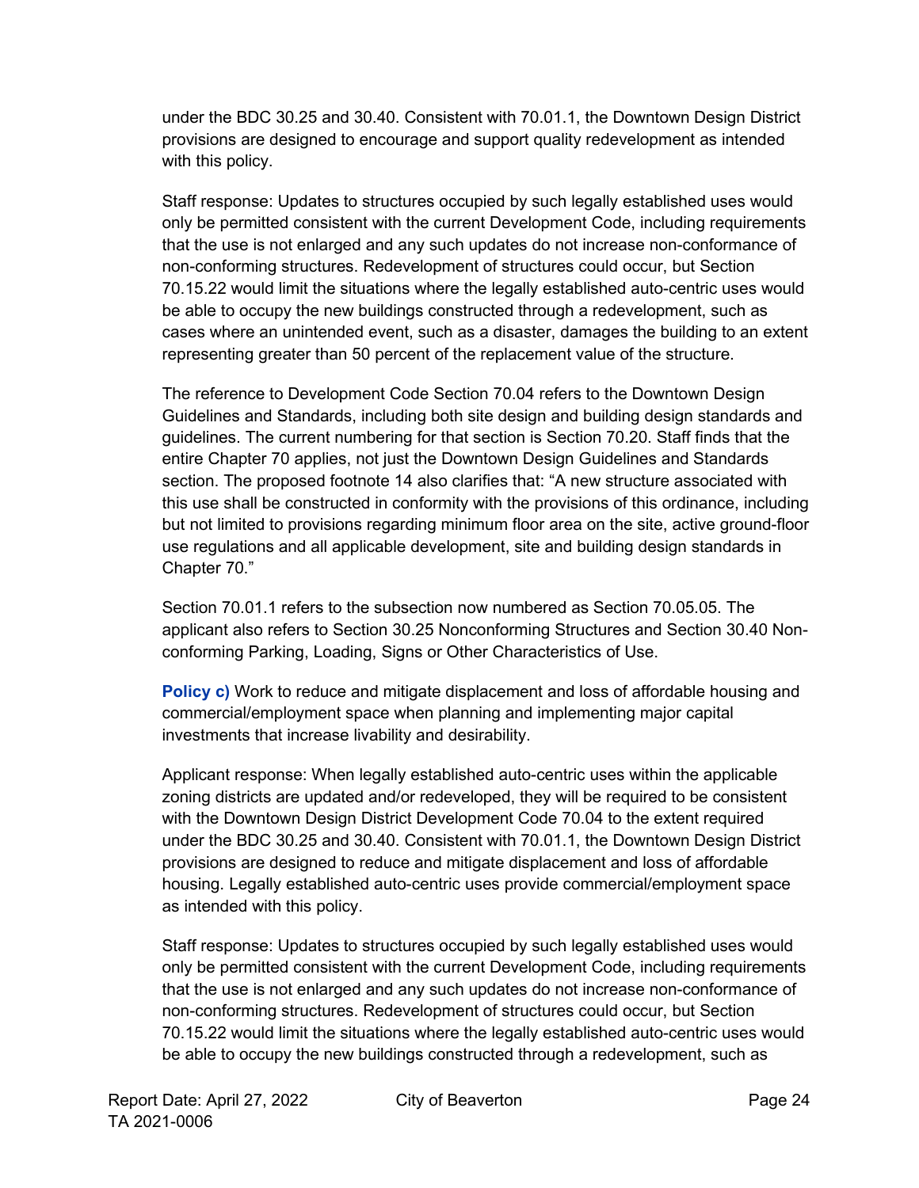under the BDC 30.25 and 30.40. Consistent with 70.01.1, the Downtown Design District provisions are designed to encourage and support quality redevelopment as intended with this policy.

Staff response: Updates to structures occupied by such legally established uses would only be permitted consistent with the current Development Code, including requirements that the use is not enlarged and any such updates do not increase non-conformance of non-conforming structures. Redevelopment of structures could occur, but Section 70.15.22 would limit the situations where the legally established auto-centric uses would be able to occupy the new buildings constructed through a redevelopment, such as cases where an unintended event, such as a disaster, damages the building to an extent representing greater than 50 percent of the replacement value of the structure.

The reference to Development Code Section 70.04 refers to the Downtown Design Guidelines and Standards, including both site design and building design standards and guidelines. The current numbering for that section is Section 70.20. Staff finds that the entire Chapter 70 applies, not just the Downtown Design Guidelines and Standards section. The proposed footnote 14 also clarifies that: "A new structure associated with this use shall be constructed in conformity with the provisions of this ordinance, including but not limited to provisions regarding minimum floor area on the site, active ground-floor use regulations and all applicable development, site and building design standards in Chapter 70."

Section 70.01.1 refers to the subsection now numbered as Section 70.05.05. The applicant also refers to Section 30.25 Nonconforming Structures and Section 30.40 Non-conforming Parking, Loading, Signs or Other Characteristics of Use.

**Policy c)** Work to reduce and mitigate displacement and loss of affordable housing and commercial/employment space when planning and implementing major capital investments that increase livability and desirability.

Applicant response: When legally established auto-centric uses within the applicable zoning districts are updated and/or redeveloped, they will be required to be consistent with the Downtown Design District Development Code 70.04 to the extent required under the BDC 30.25 and 30.40. Consistent with 70.01.1, the Downtown Design District provisions are designed to reduce and mitigate displacement and loss of affordable housing. Legally established auto-centric uses provide commercial/employment space as intended with this policy.

Staff response: Updates to structures occupied by such legally established uses would only be permitted consistent with the current Development Code, including requirements that the use is not enlarged and any such updates do not increase non-conformance of non-conforming structures. Redevelopment of structures could occur, but Section 70.15.22 would limit the situations where the legally established auto-centric uses would be able to occupy the new buildings constructed through a redevelopment, such as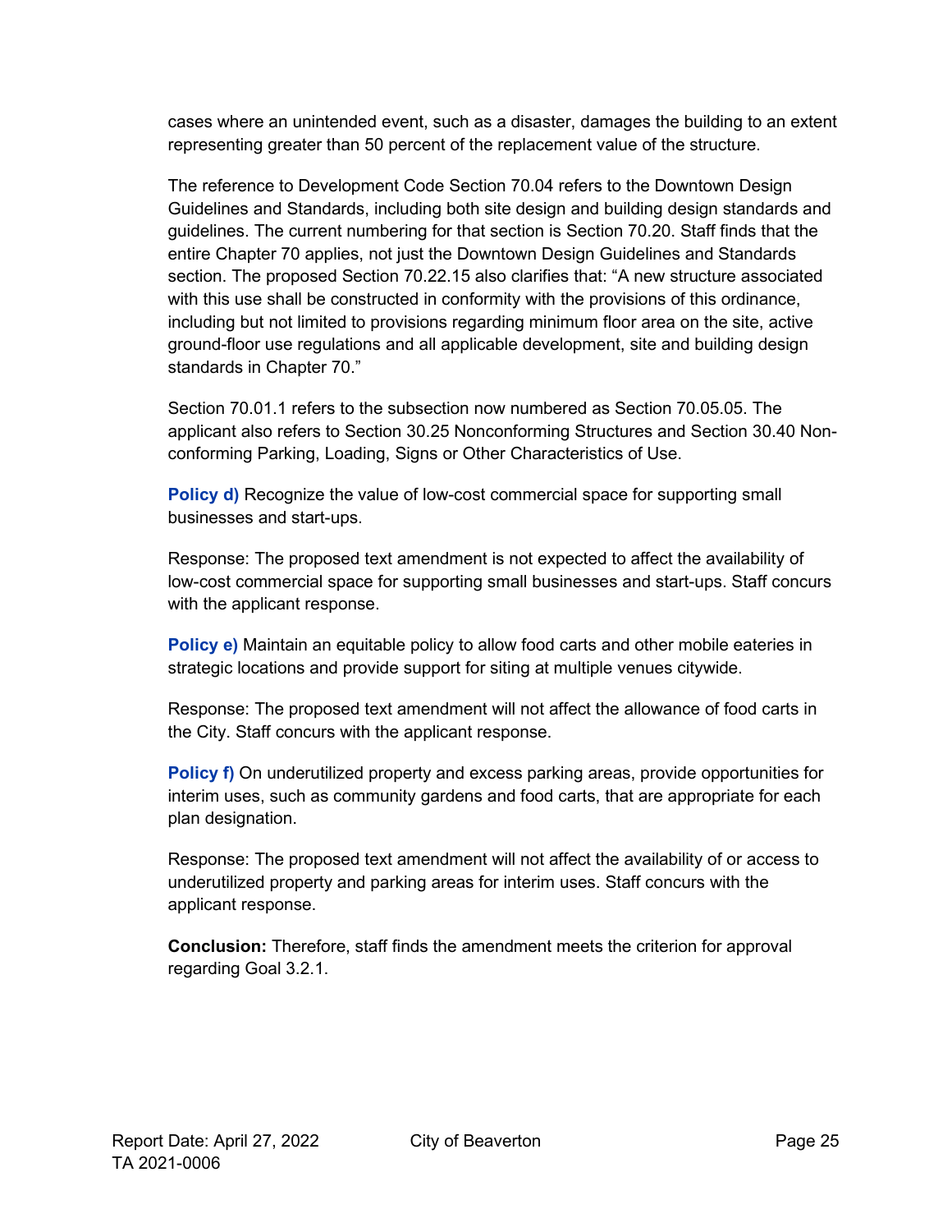cases where an unintended event, such as a disaster, damages the building to an extent representing greater than 50 percent of the replacement value of the structure.

The reference to Development Code Section 70.04 refers to the Downtown Design Guidelines and Standards, including both site design and building design standards and guidelines. The current numbering for that section is Section 70.20. Staff finds that the entire Chapter 70 applies, not just the Downtown Design Guidelines and Standards section. The proposed Section 70.22.15 also clarifies that: "A new structure associated with this use shall be constructed in conformity with the provisions of this ordinance, including but not limited to provisions regarding minimum floor area on the site, active ground-floor use regulations and all applicable development, site and building design standards in Chapter 70."

Section 70.01.1 refers to the subsection now numbered as Section 70.05.05. The applicant also refers to Section 30.25 Nonconforming Structures and Section 30.40 Non-conforming Parking, Loading, Signs or Other Characteristics of Use.

**Policy d)** Recognize the value of low-cost commercial space for supporting small businesses and start-ups.

Response: The proposed text amendment is not expected to affect the availability of low-cost commercial space for supporting small businesses and start-ups. Staff concurs with the applicant response.

**Policy e)** Maintain an equitable policy to allow food carts and other mobile eateries in strategic locations and provide support for siting at multiple venues citywide.

Response: The proposed text amendment will not affect the allowance of food carts in the City. Staff concurs with the applicant response.

**Policy f)** On underutilized property and excess parking areas, provide opportunities for interim uses, such as community gardens and food carts, that are appropriate for each plan designation.

Response: The proposed text amendment will not affect the availability of or access to underutilized property and parking areas for interim uses. Staff concurs with the applicant response.

**Conclusion:** Therefore, staff finds the amendment meets the criterion for approval regarding Goal 3.2.1.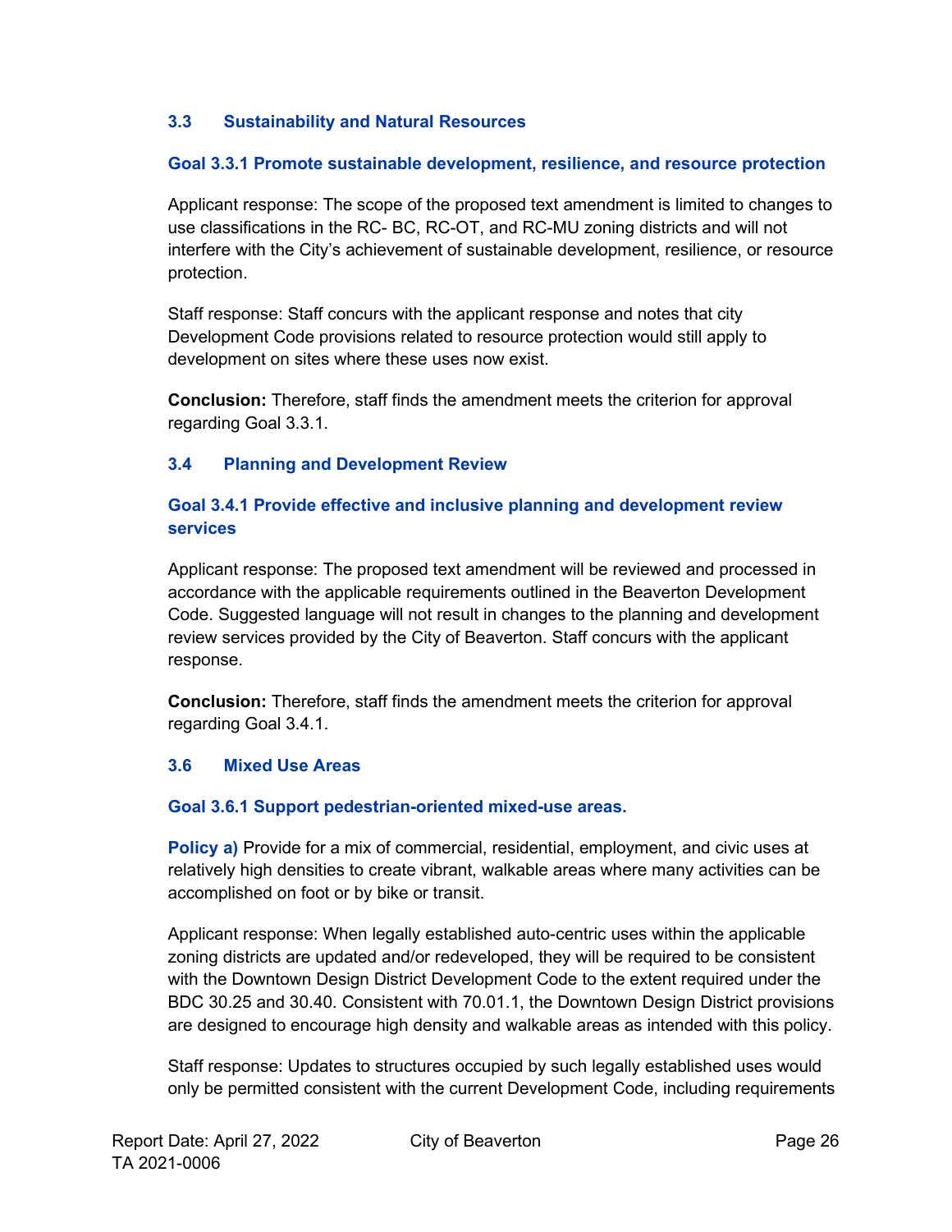### 3.3 Sustainability and Natural Resources

#### Goal 3.3.1 Promote sustainable development, resilience, and resource protection

Applicant response: The scope of the proposed text amendment is limited to changes to use classifications in the RC- BC, RC-OT, and RC-MU zoning districts and will not interfere with the City's achievement of sustainable development, resilience, or resource protection.

Staff response: Staff concurs with the applicant response and notes that city Development Code provisions related to resource protection would still apply to development on sites where these uses now exist.

**Conclusion:** Therefore, staff finds the amendment meets the criterion for approval regarding Goal 3.3.1.

### 3.4 Planning and Development Review

#### Goal 3.4.1 Provide effective and inclusive planning and development review services

Applicant response: The proposed text amendment will be reviewed and processed in accordance with the applicable requirements outlined in the Beaverton Development Code. Suggested language will not result in changes to the planning and development review services provided by the City of Beaverton. Staff concurs with the applicant response.

**Conclusion:** Therefore, staff finds the amendment meets the criterion for approval regarding Goal 3.4.1.

### 3.6 Mixed Use Areas

#### Goal 3.6.1 Support pedestrian-oriented mixed-use areas.

**Policy a)** Provide for a mix of commercial, residential, employment, and civic uses at relatively high densities to create vibrant, walkable areas where many activities can be accomplished on foot or by bike or transit.

Applicant response: When legally established auto-centric uses within the applicable zoning districts are updated and/or redeveloped, they will be required to be consistent with the Downtown Design District Development Code to the extent required under the BDC 30.25 and 30.40. Consistent with 70.01.1, the Downtown Design District provisions are designed to encourage high density and walkable areas as intended with this policy.

Staff response: Updates to structures occupied by such legally established uses would only be permitted consistent with the current Development Code, including requirements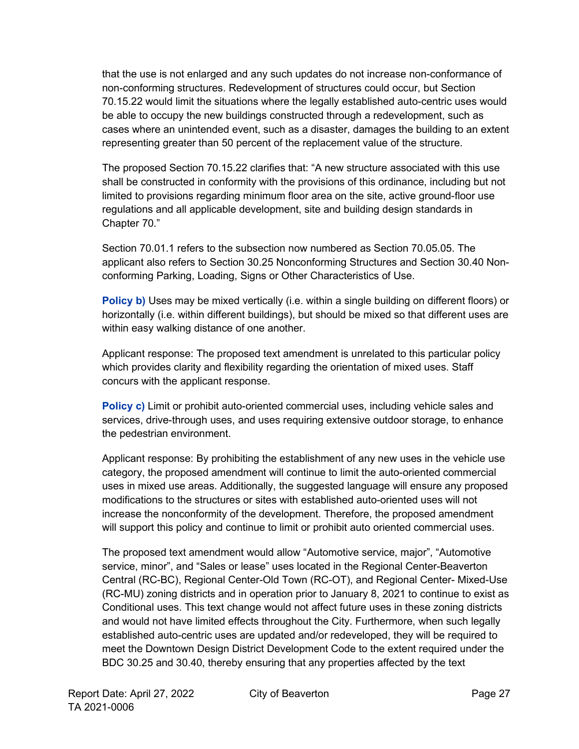that the use is not enlarged and any such updates do not increase non-conformance of non-conforming structures. Redevelopment of structures could occur, but Section 70.15.22 would limit the situations where the legally established auto-centric uses would be able to occupy the new buildings constructed through a redevelopment, such as cases where an unintended event, such as a disaster, damages the building to an extent representing greater than 50 percent of the replacement value of the structure.

The proposed Section 70.15.22 clarifies that: "A new structure associated with this use shall be constructed in conformity with the provisions of this ordinance, including but not limited to provisions regarding minimum floor area on the site, active ground-floor use regulations and all applicable development, site and building design standards in Chapter 70."

Section 70.01.1 refers to the subsection now numbered as Section 70.05.05. The applicant also refers to Section 30.25 Nonconforming Structures and Section 30.40 Non-conforming Parking, Loading, Signs or Other Characteristics of Use.

**Policy b)** Uses may be mixed vertically (i.e. within a single building on different floors) or horizontally (i.e. within different buildings), but should be mixed so that different uses are within easy walking distance of one another.

Applicant response: The proposed text amendment is unrelated to this particular policy which provides clarity and flexibility regarding the orientation of mixed uses. Staff concurs with the applicant response.

**Policy c)** Limit or prohibit auto-oriented commercial uses, including vehicle sales and services, drive-through uses, and uses requiring extensive outdoor storage, to enhance the pedestrian environment.

Applicant response: By prohibiting the establishment of any new uses in the vehicle use category, the proposed amendment will continue to limit the auto-oriented commercial uses in mixed use areas. Additionally, the suggested language will ensure any proposed modifications to the structures or sites with established auto-oriented uses will not increase the nonconformity of the development. Therefore, the proposed amendment will support this policy and continue to limit or prohibit auto oriented commercial uses.

The proposed text amendment would allow "Automotive service, major", "Automotive service, minor", and "Sales or lease" uses located in the Regional Center-Beaverton Central (RC-BC), Regional Center-Old Town (RC-OT), and Regional Center- Mixed-Use (RC-MU) zoning districts and in operation prior to January 8, 2021 to continue to exist as Conditional uses. This text change would not affect future uses in these zoning districts and would not have limited effects throughout the City. Furthermore, when such legally established auto-centric uses are updated and/or redeveloped, they will be required to meet the Downtown Design District Development Code to the extent required under the BDC 30.25 and 30.40, thereby ensuring that any properties affected by the text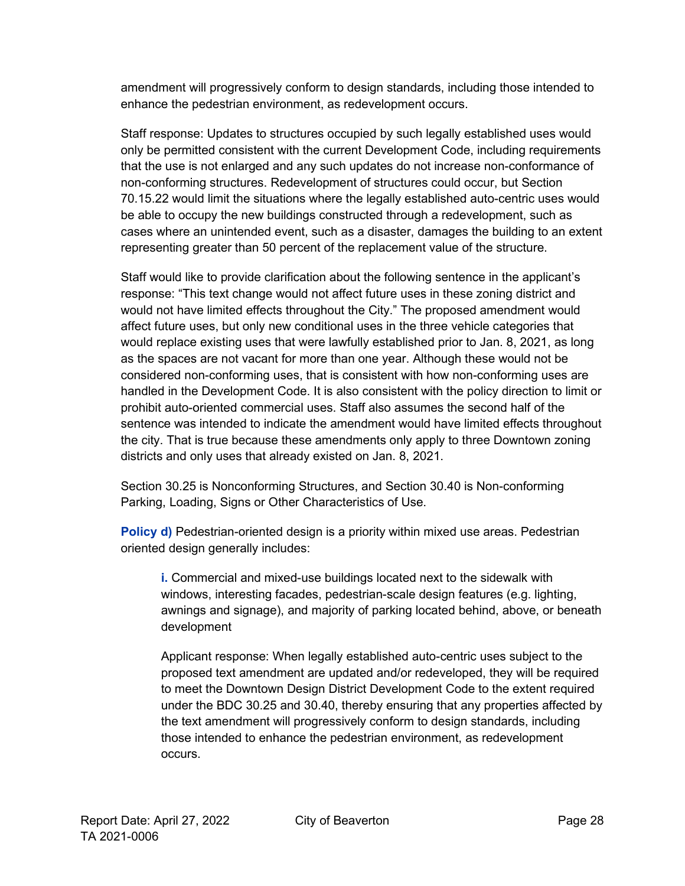amendment will progressively conform to design standards, including those intended to enhance the pedestrian environment, as redevelopment occurs.

Staff response: Updates to structures occupied by such legally established uses would only be permitted consistent with the current Development Code, including requirements that the use is not enlarged and any such updates do not increase non-conformance of non-conforming structures. Redevelopment of structures could occur, but Section 70.15.22 would limit the situations where the legally established auto-centric uses would be able to occupy the new buildings constructed through a redevelopment, such as cases where an unintended event, such as a disaster, damages the building to an extent representing greater than 50 percent of the replacement value of the structure.

Staff would like to provide clarification about the following sentence in the applicant's response: "This text change would not affect future uses in these zoning district and would not have limited effects throughout the City." The proposed amendment would affect future uses, but only new conditional uses in the three vehicle categories that would replace existing uses that were lawfully established prior to Jan. 8, 2021, as long as the spaces are not vacant for more than one year. Although these would not be considered non-conforming uses, that is consistent with how non-conforming uses are handled in the Development Code. It is also consistent with the policy direction to limit or prohibit auto-oriented commercial uses. Staff also assumes the second half of the sentence was intended to indicate the amendment would have limited effects throughout the city. That is true because these amendments only apply to three Downtown zoning districts and only uses that already existed on Jan. 8, 2021.

Section 30.25 is Nonconforming Structures, and Section 30.40 is Non-conforming Parking, Loading, Signs or Other Characteristics of Use.

**Policy d)** Pedestrian-oriented design is a priority within mixed use areas. Pedestrian oriented design generally includes:

> **i.** Commercial and mixed-use buildings located next to the sidewalk with windows, interesting facades, pedestrian-scale design features (e.g. lighting, awnings and signage), and majority of parking located behind, above, or beneath development
>
> Applicant response: When legally established auto-centric uses subject to the proposed text amendment are updated and/or redeveloped, they will be required to meet the Downtown Design District Development Code to the extent required under the BDC 30.25 and 30.40, thereby ensuring that any properties affected by the text amendment will progressively conform to design standards, including those intended to enhance the pedestrian environment, as redevelopment occurs.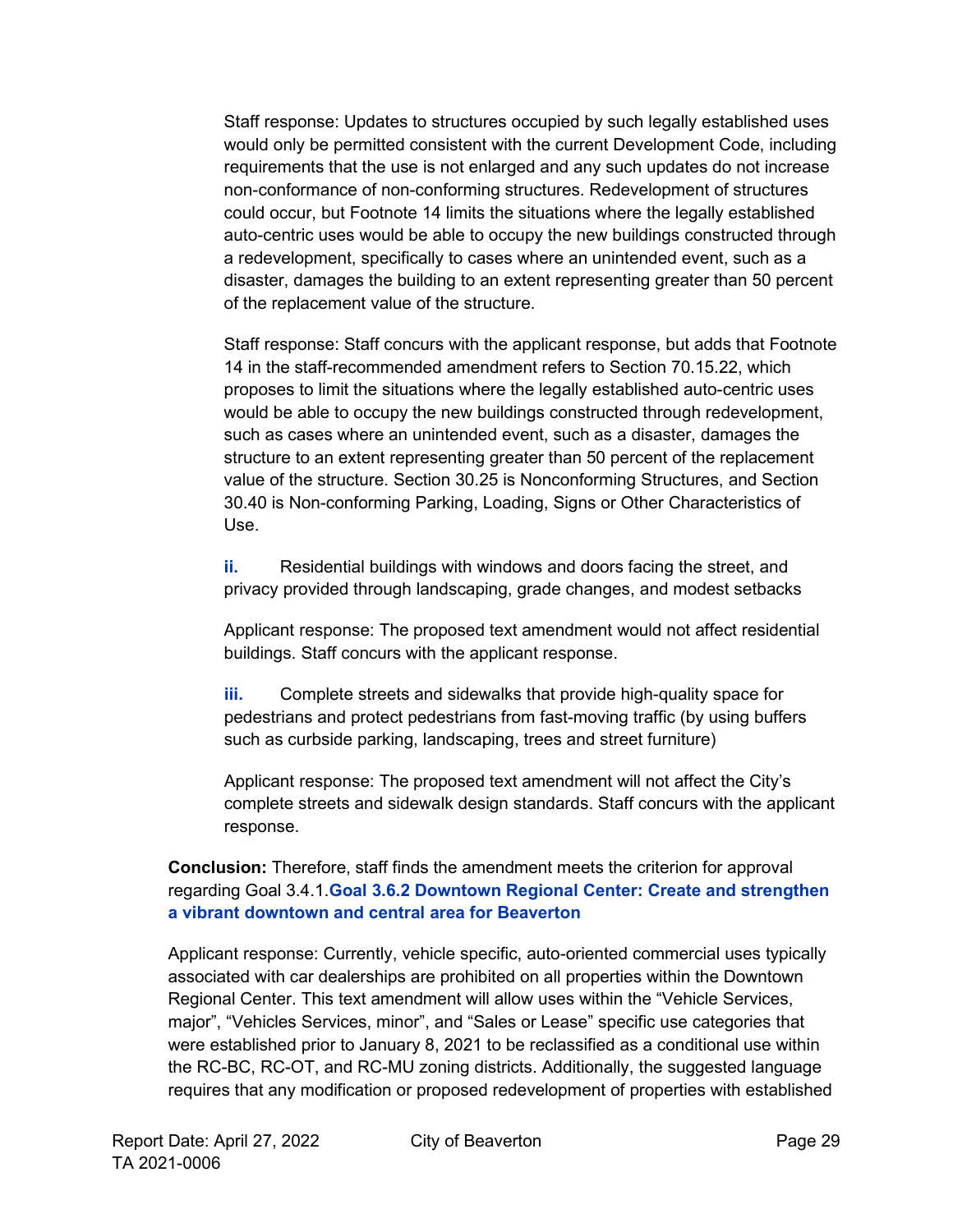Staff response: Updates to structures occupied by such legally established uses would only be permitted consistent with the current Development Code, including requirements that the use is not enlarged and any such updates do not increase non-conformance of non-conforming structures. Redevelopment of structures could occur, but Footnote 14 limits the situations where the legally established auto-centric uses would be able to occupy the new buildings constructed through a redevelopment, specifically to cases where an unintended event, such as a disaster, damages the building to an extent representing greater than 50 percent of the replacement value of the structure.

Staff response: Staff concurs with the applicant response, but adds that Footnote 14 in the staff-recommended amendment refers to Section 70.15.22, which proposes to limit the situations where the legally established auto-centric uses would be able to occupy the new buildings constructed through redevelopment, such as cases where an unintended event, such as a disaster, damages the structure to an extent representing greater than 50 percent of the replacement value of the structure. Section 30.25 is Nonconforming Structures, and Section 30.40 is Non-conforming Parking, Loading, Signs or Other Characteristics of Use.

**ii.** Residential buildings with windows and doors facing the street, and privacy provided through landscaping, grade changes, and modest setbacks

Applicant response: The proposed text amendment would not affect residential buildings. Staff concurs with the applicant response.

**iii.** Complete streets and sidewalks that provide high-quality space for pedestrians and protect pedestrians from fast-moving traffic (by using buffers such as curbside parking, landscaping, trees and street furniture)

Applicant response: The proposed text amendment will not affect the City's complete streets and sidewalk design standards. Staff concurs with the applicant response.

**Conclusion:** Therefore, staff finds the amendment meets the criterion for approval regarding Goal 3.4.1.**Goal 3.6.2 Downtown Regional Center: Create and strengthen a vibrant downtown and central area for Beaverton**

Applicant response: Currently, vehicle specific, auto-oriented commercial uses typically associated with car dealerships are prohibited on all properties within the Downtown Regional Center. This text amendment will allow uses within the "Vehicle Services, major", "Vehicles Services, minor", and "Sales or Lease" specific use categories that were established prior to January 8, 2021 to be reclassified as a conditional use within the RC-BC, RC-OT, and RC-MU zoning districts. Additionally, the suggested language requires that any modification or proposed redevelopment of properties with established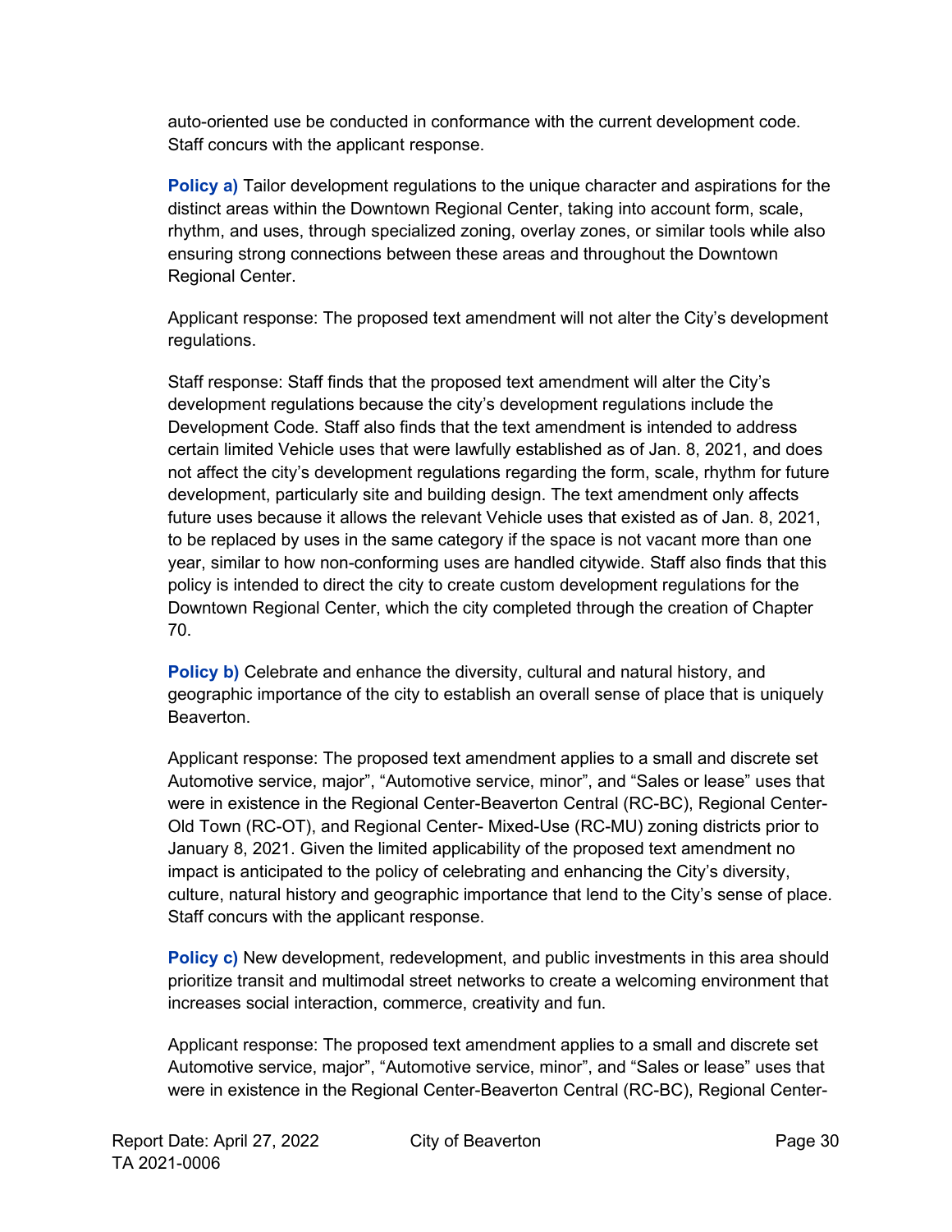auto-oriented use be conducted in conformance with the current development code. Staff concurs with the applicant response.

**Policy a)** Tailor development regulations to the unique character and aspirations for the distinct areas within the Downtown Regional Center, taking into account form, scale, rhythm, and uses, through specialized zoning, overlay zones, or similar tools while also ensuring strong connections between these areas and throughout the Downtown Regional Center.

Applicant response: The proposed text amendment will not alter the City's development regulations.

Staff response: Staff finds that the proposed text amendment will alter the City's development regulations because the city's development regulations include the Development Code. Staff also finds that the text amendment is intended to address certain limited Vehicle uses that were lawfully established as of Jan. 8, 2021, and does not affect the city's development regulations regarding the form, scale, rhythm for future development, particularly site and building design. The text amendment only affects future uses because it allows the relevant Vehicle uses that existed as of Jan. 8, 2021, to be replaced by uses in the same category if the space is not vacant more than one year, similar to how non-conforming uses are handled citywide. Staff also finds that this policy is intended to direct the city to create custom development regulations for the Downtown Regional Center, which the city completed through the creation of Chapter 70.

**Policy b)** Celebrate and enhance the diversity, cultural and natural history, and geographic importance of the city to establish an overall sense of place that is uniquely Beaverton.

Applicant response: The proposed text amendment applies to a small and discrete set Automotive service, major", "Automotive service, minor", and "Sales or lease" uses that were in existence in the Regional Center-Beaverton Central (RC-BC), Regional Center-Old Town (RC-OT), and Regional Center- Mixed-Use (RC-MU) zoning districts prior to January 8, 2021. Given the limited applicability of the proposed text amendment no impact is anticipated to the policy of celebrating and enhancing the City's diversity, culture, natural history and geographic importance that lend to the City's sense of place. Staff concurs with the applicant response.

**Policy c)** New development, redevelopment, and public investments in this area should prioritize transit and multimodal street networks to create a welcoming environment that increases social interaction, commerce, creativity and fun.

Applicant response: The proposed text amendment applies to a small and discrete set Automotive service, major", "Automotive service, minor", and "Sales or lease" uses that were in existence in the Regional Center-Beaverton Central (RC-BC), Regional Center-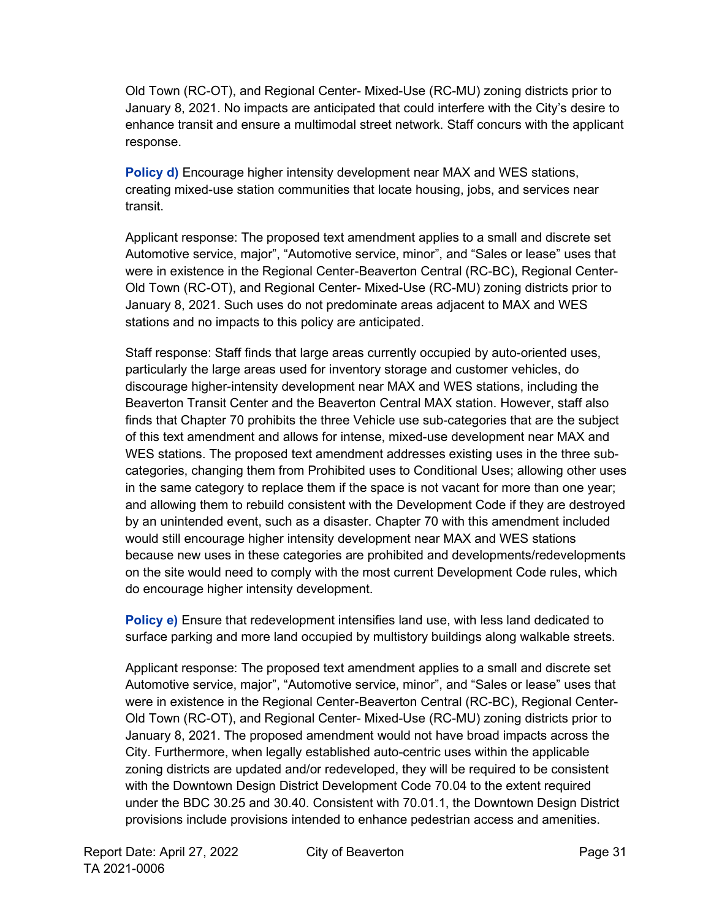Old Town (RC-OT), and Regional Center- Mixed-Use (RC-MU) zoning districts prior to January 8, 2021. No impacts are anticipated that could interfere with the City's desire to enhance transit and ensure a multimodal street network. Staff concurs with the applicant response.

**Policy d)** Encourage higher intensity development near MAX and WES stations, creating mixed-use station communities that locate housing, jobs, and services near transit.

Applicant response: The proposed text amendment applies to a small and discrete set Automotive service, major", "Automotive service, minor", and "Sales or lease" uses that were in existence in the Regional Center-Beaverton Central (RC-BC), Regional Center-Old Town (RC-OT), and Regional Center- Mixed-Use (RC-MU) zoning districts prior to January 8, 2021. Such uses do not predominate areas adjacent to MAX and WES stations and no impacts to this policy are anticipated.

Staff response: Staff finds that large areas currently occupied by auto-oriented uses, particularly the large areas used for inventory storage and customer vehicles, do discourage higher-intensity development near MAX and WES stations, including the Beaverton Transit Center and the Beaverton Central MAX station. However, staff also finds that Chapter 70 prohibits the three Vehicle use sub-categories that are the subject of this text amendment and allows for intense, mixed-use development near MAX and WES stations. The proposed text amendment addresses existing uses in the three sub-categories, changing them from Prohibited uses to Conditional Uses; allowing other uses in the same category to replace them if the space is not vacant for more than one year; and allowing them to rebuild consistent with the Development Code if they are destroyed by an unintended event, such as a disaster. Chapter 70 with this amendment included would still encourage higher intensity development near MAX and WES stations because new uses in these categories are prohibited and developments/redevelopments on the site would need to comply with the most current Development Code rules, which do encourage higher intensity development.

**Policy e)** Ensure that redevelopment intensifies land use, with less land dedicated to surface parking and more land occupied by multistory buildings along walkable streets.

Applicant response: The proposed text amendment applies to a small and discrete set Automotive service, major", "Automotive service, minor", and "Sales or lease" uses that were in existence in the Regional Center-Beaverton Central (RC-BC), Regional Center-Old Town (RC-OT), and Regional Center- Mixed-Use (RC-MU) zoning districts prior to January 8, 2021. The proposed amendment would not have broad impacts across the City. Furthermore, when legally established auto-centric uses within the applicable zoning districts are updated and/or redeveloped, they will be required to be consistent with the Downtown Design District Development Code 70.04 to the extent required under the BDC 30.25 and 30.40. Consistent with 70.01.1, the Downtown Design District provisions include provisions intended to enhance pedestrian access and amenities.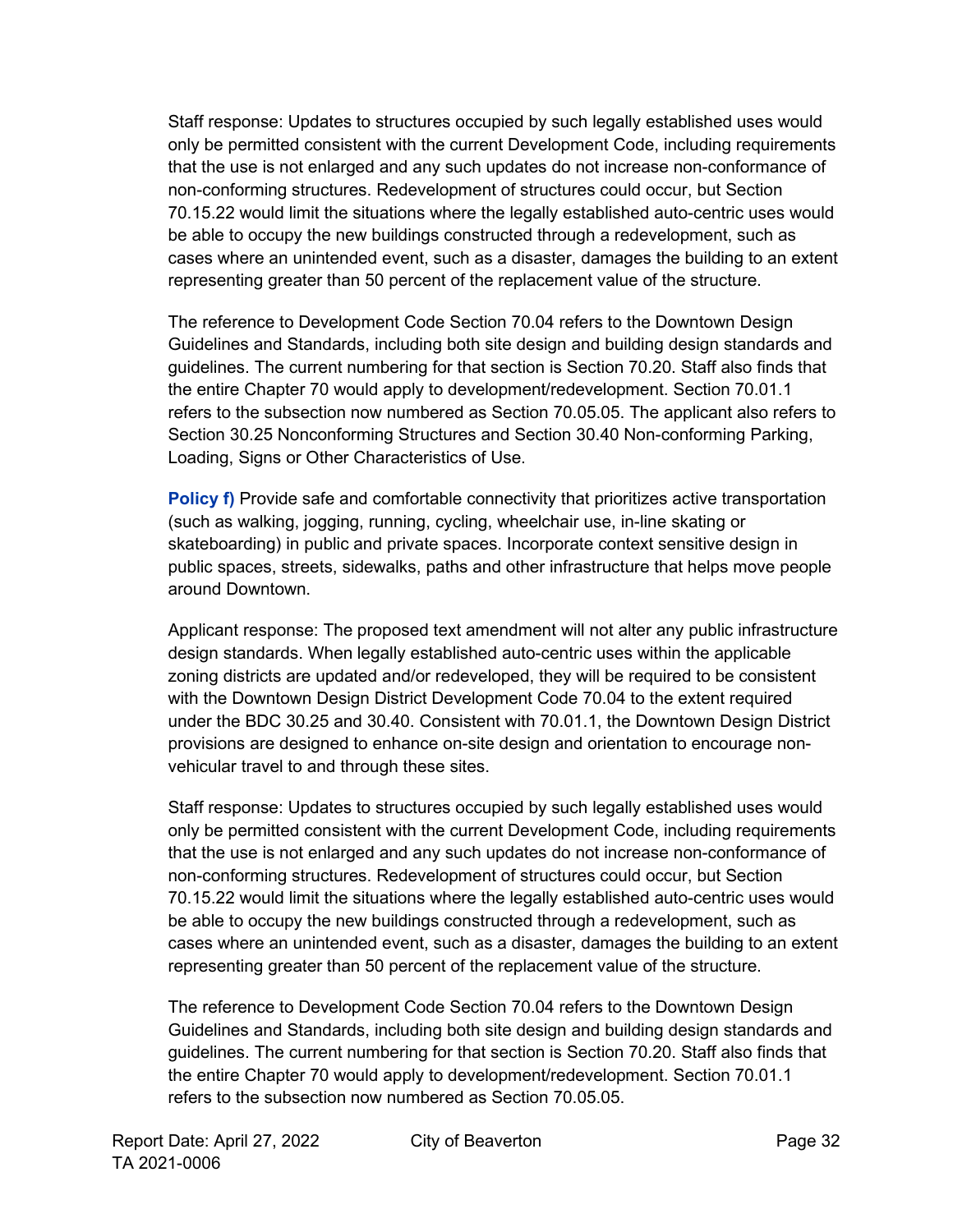Staff response: Updates to structures occupied by such legally established uses would only be permitted consistent with the current Development Code, including requirements that the use is not enlarged and any such updates do not increase non-conformance of non-conforming structures. Redevelopment of structures could occur, but Section 70.15.22 would limit the situations where the legally established auto-centric uses would be able to occupy the new buildings constructed through a redevelopment, such as cases where an unintended event, such as a disaster, damages the building to an extent representing greater than 50 percent of the replacement value of the structure.

The reference to Development Code Section 70.04 refers to the Downtown Design Guidelines and Standards, including both site design and building design standards and guidelines. The current numbering for that section is Section 70.20. Staff also finds that the entire Chapter 70 would apply to development/redevelopment. Section 70.01.1 refers to the subsection now numbered as Section 70.05.05. The applicant also refers to Section 30.25 Nonconforming Structures and Section 30.40 Non-conforming Parking, Loading, Signs or Other Characteristics of Use.

**Policy f)** Provide safe and comfortable connectivity that prioritizes active transportation (such as walking, jogging, running, cycling, wheelchair use, in-line skating or skateboarding) in public and private spaces. Incorporate context sensitive design in public spaces, streets, sidewalks, paths and other infrastructure that helps move people around Downtown.

Applicant response: The proposed text amendment will not alter any public infrastructure design standards. When legally established auto-centric uses within the applicable zoning districts are updated and/or redeveloped, they will be required to be consistent with the Downtown Design District Development Code 70.04 to the extent required under the BDC 30.25 and 30.40. Consistent with 70.01.1, the Downtown Design District provisions are designed to enhance on-site design and orientation to encourage non-vehicular travel to and through these sites.

Staff response: Updates to structures occupied by such legally established uses would only be permitted consistent with the current Development Code, including requirements that the use is not enlarged and any such updates do not increase non-conformance of non-conforming structures. Redevelopment of structures could occur, but Section 70.15.22 would limit the situations where the legally established auto-centric uses would be able to occupy the new buildings constructed through a redevelopment, such as cases where an unintended event, such as a disaster, damages the building to an extent representing greater than 50 percent of the replacement value of the structure.

The reference to Development Code Section 70.04 refers to the Downtown Design Guidelines and Standards, including both site design and building design standards and guidelines. The current numbering for that section is Section 70.20. Staff also finds that the entire Chapter 70 would apply to development/redevelopment. Section 70.01.1 refers to the subsection now numbered as Section 70.05.05.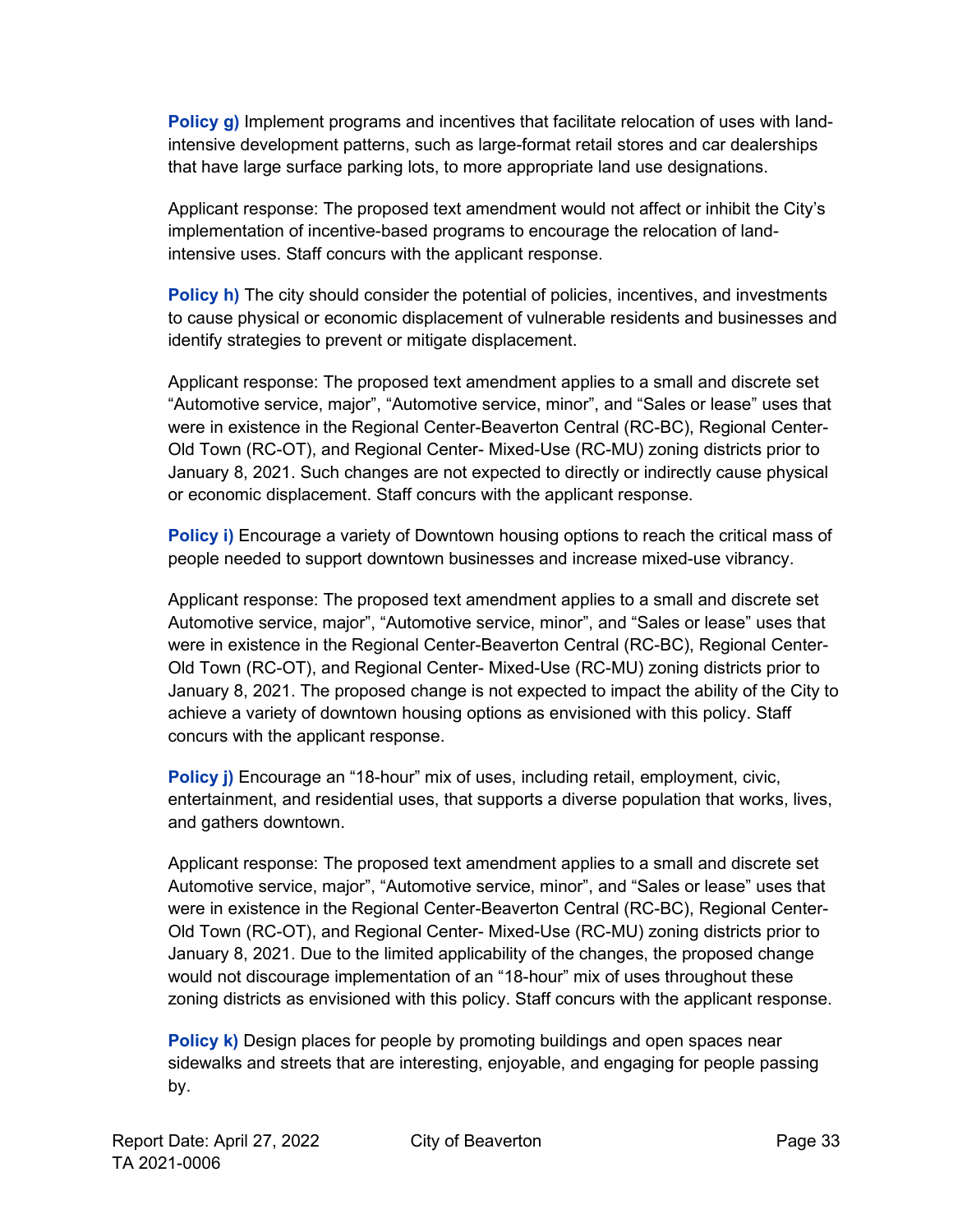**Policy g)** Implement programs and incentives that facilitate relocation of uses with land-intensive development patterns, such as large-format retail stores and car dealerships that have large surface parking lots, to more appropriate land use designations.

Applicant response: The proposed text amendment would not affect or inhibit the City's implementation of incentive-based programs to encourage the relocation of land-intensive uses. Staff concurs with the applicant response.

**Policy h)** The city should consider the potential of policies, incentives, and investments to cause physical or economic displacement of vulnerable residents and businesses and identify strategies to prevent or mitigate displacement.

Applicant response: The proposed text amendment applies to a small and discrete set "Automotive service, major", "Automotive service, minor", and "Sales or lease" uses that were in existence in the Regional Center-Beaverton Central (RC-BC), Regional Center-Old Town (RC-OT), and Regional Center- Mixed-Use (RC-MU) zoning districts prior to January 8, 2021. Such changes are not expected to directly or indirectly cause physical or economic displacement. Staff concurs with the applicant response.

**Policy i)** Encourage a variety of Downtown housing options to reach the critical mass of people needed to support downtown businesses and increase mixed-use vibrancy.

Applicant response: The proposed text amendment applies to a small and discrete set Automotive service, major", "Automotive service, minor", and "Sales or lease" uses that were in existence in the Regional Center-Beaverton Central (RC-BC), Regional Center-Old Town (RC-OT), and Regional Center- Mixed-Use (RC-MU) zoning districts prior to January 8, 2021. The proposed change is not expected to impact the ability of the City to achieve a variety of downtown housing options as envisioned with this policy. Staff concurs with the applicant response.

**Policy j)** Encourage an "18-hour" mix of uses, including retail, employment, civic, entertainment, and residential uses, that supports a diverse population that works, lives, and gathers downtown.

Applicant response: The proposed text amendment applies to a small and discrete set Automotive service, major", "Automotive service, minor", and "Sales or lease" uses that were in existence in the Regional Center-Beaverton Central (RC-BC), Regional Center-Old Town (RC-OT), and Regional Center- Mixed-Use (RC-MU) zoning districts prior to January 8, 2021. Due to the limited applicability of the changes, the proposed change would not discourage implementation of an "18-hour" mix of uses throughout these zoning districts as envisioned with this policy. Staff concurs with the applicant response.

**Policy k)** Design places for people by promoting buildings and open spaces near sidewalks and streets that are interesting, enjoyable, and engaging for people passing by.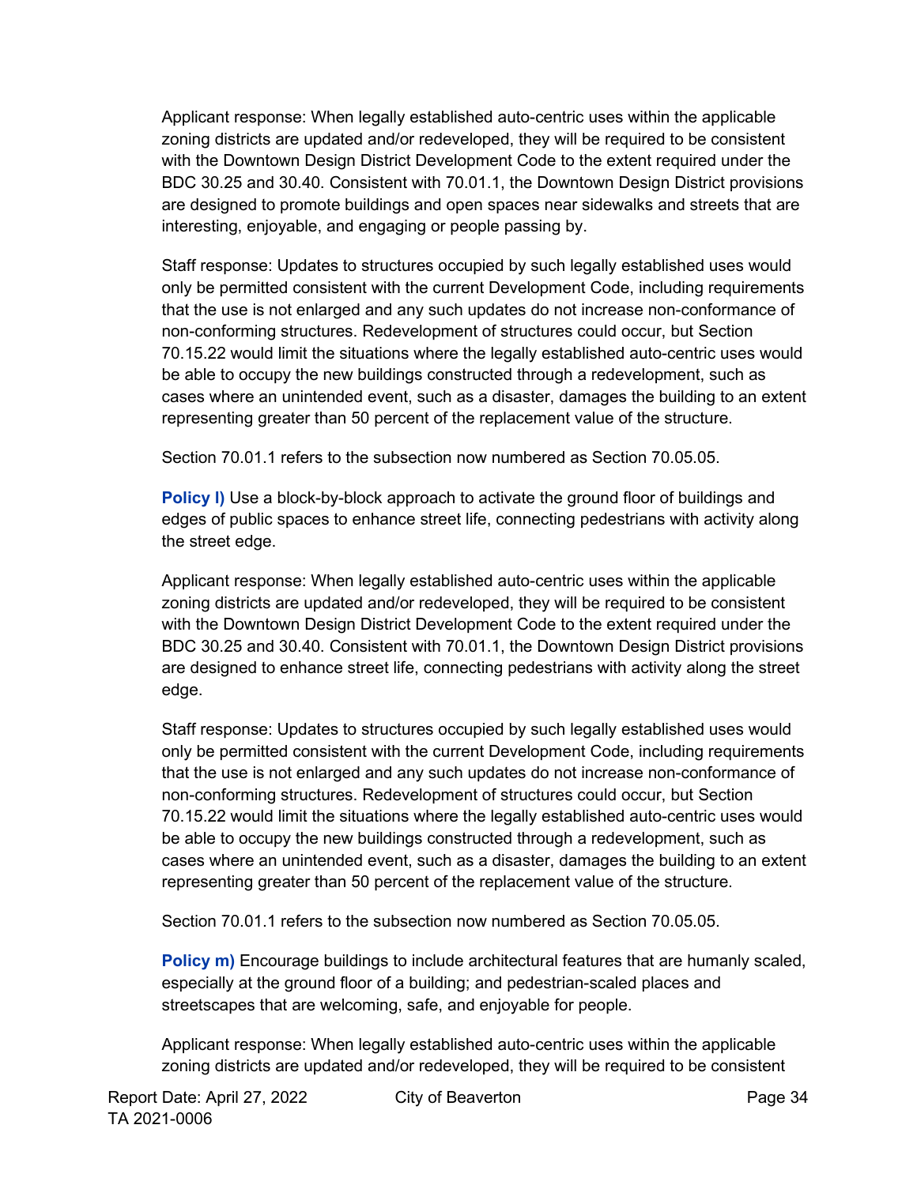Applicant response: When legally established auto-centric uses within the applicable zoning districts are updated and/or redeveloped, they will be required to be consistent with the Downtown Design District Development Code to the extent required under the BDC 30.25 and 30.40. Consistent with 70.01.1, the Downtown Design District provisions are designed to promote buildings and open spaces near sidewalks and streets that are interesting, enjoyable, and engaging or people passing by.

Staff response: Updates to structures occupied by such legally established uses would only be permitted consistent with the current Development Code, including requirements that the use is not enlarged and any such updates do not increase non-conformance of non-conforming structures. Redevelopment of structures could occur, but Section 70.15.22 would limit the situations where the legally established auto-centric uses would be able to occupy the new buildings constructed through a redevelopment, such as cases where an unintended event, such as a disaster, damages the building to an extent representing greater than 50 percent of the replacement value of the structure.

Section 70.01.1 refers to the subsection now numbered as Section 70.05.05.

**Policy l)** Use a block-by-block approach to activate the ground floor of buildings and edges of public spaces to enhance street life, connecting pedestrians with activity along the street edge.

Applicant response: When legally established auto-centric uses within the applicable zoning districts are updated and/or redeveloped, they will be required to be consistent with the Downtown Design District Development Code to the extent required under the BDC 30.25 and 30.40. Consistent with 70.01.1, the Downtown Design District provisions are designed to enhance street life, connecting pedestrians with activity along the street edge.

Staff response: Updates to structures occupied by such legally established uses would only be permitted consistent with the current Development Code, including requirements that the use is not enlarged and any such updates do not increase non-conformance of non-conforming structures. Redevelopment of structures could occur, but Section 70.15.22 would limit the situations where the legally established auto-centric uses would be able to occupy the new buildings constructed through a redevelopment, such as cases where an unintended event, such as a disaster, damages the building to an extent representing greater than 50 percent of the replacement value of the structure.

Section 70.01.1 refers to the subsection now numbered as Section 70.05.05.

**Policy m)** Encourage buildings to include architectural features that are humanly scaled, especially at the ground floor of a building; and pedestrian-scaled places and streetscapes that are welcoming, safe, and enjoyable for people.

Applicant response: When legally established auto-centric uses within the applicable zoning districts are updated and/or redeveloped, they will be required to be consistent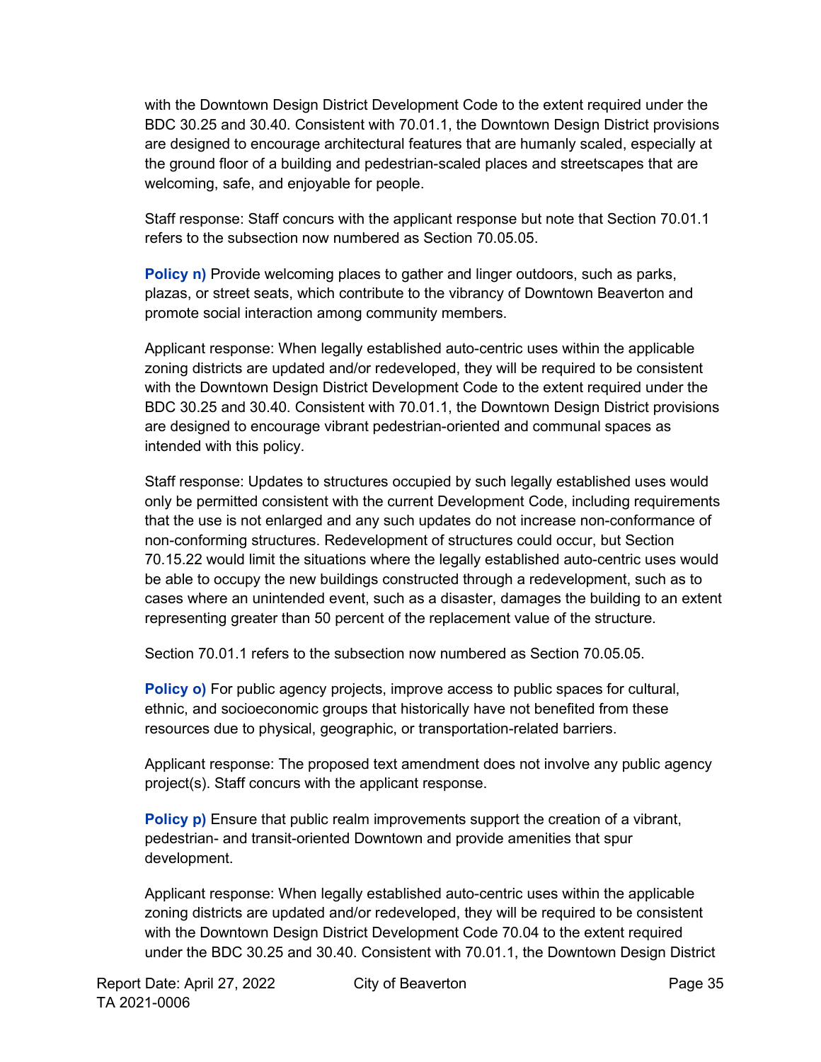with the Downtown Design District Development Code to the extent required under the BDC 30.25 and 30.40. Consistent with 70.01.1, the Downtown Design District provisions are designed to encourage architectural features that are humanly scaled, especially at the ground floor of a building and pedestrian-scaled places and streetscapes that are welcoming, safe, and enjoyable for people.

Staff response: Staff concurs with the applicant response but note that Section 70.01.1 refers to the subsection now numbered as Section 70.05.05.

**Policy n)** Provide welcoming places to gather and linger outdoors, such as parks, plazas, or street seats, which contribute to the vibrancy of Downtown Beaverton and promote social interaction among community members.

Applicant response: When legally established auto-centric uses within the applicable zoning districts are updated and/or redeveloped, they will be required to be consistent with the Downtown Design District Development Code to the extent required under the BDC 30.25 and 30.40. Consistent with 70.01.1, the Downtown Design District provisions are designed to encourage vibrant pedestrian-oriented and communal spaces as intended with this policy.

Staff response: Updates to structures occupied by such legally established uses would only be permitted consistent with the current Development Code, including requirements that the use is not enlarged and any such updates do not increase non-conformance of non-conforming structures. Redevelopment of structures could occur, but Section 70.15.22 would limit the situations where the legally established auto-centric uses would be able to occupy the new buildings constructed through a redevelopment, such as to cases where an unintended event, such as a disaster, damages the building to an extent representing greater than 50 percent of the replacement value of the structure.

Section 70.01.1 refers to the subsection now numbered as Section 70.05.05.

**Policy o)** For public agency projects, improve access to public spaces for cultural, ethnic, and socioeconomic groups that historically have not benefited from these resources due to physical, geographic, or transportation-related barriers.

Applicant response: The proposed text amendment does not involve any public agency project(s). Staff concurs with the applicant response.

**Policy p)** Ensure that public realm improvements support the creation of a vibrant, pedestrian- and transit-oriented Downtown and provide amenities that spur development.

Applicant response: When legally established auto-centric uses within the applicable zoning districts are updated and/or redeveloped, they will be required to be consistent with the Downtown Design District Development Code 70.04 to the extent required under the BDC 30.25 and 30.40. Consistent with 70.01.1, the Downtown Design District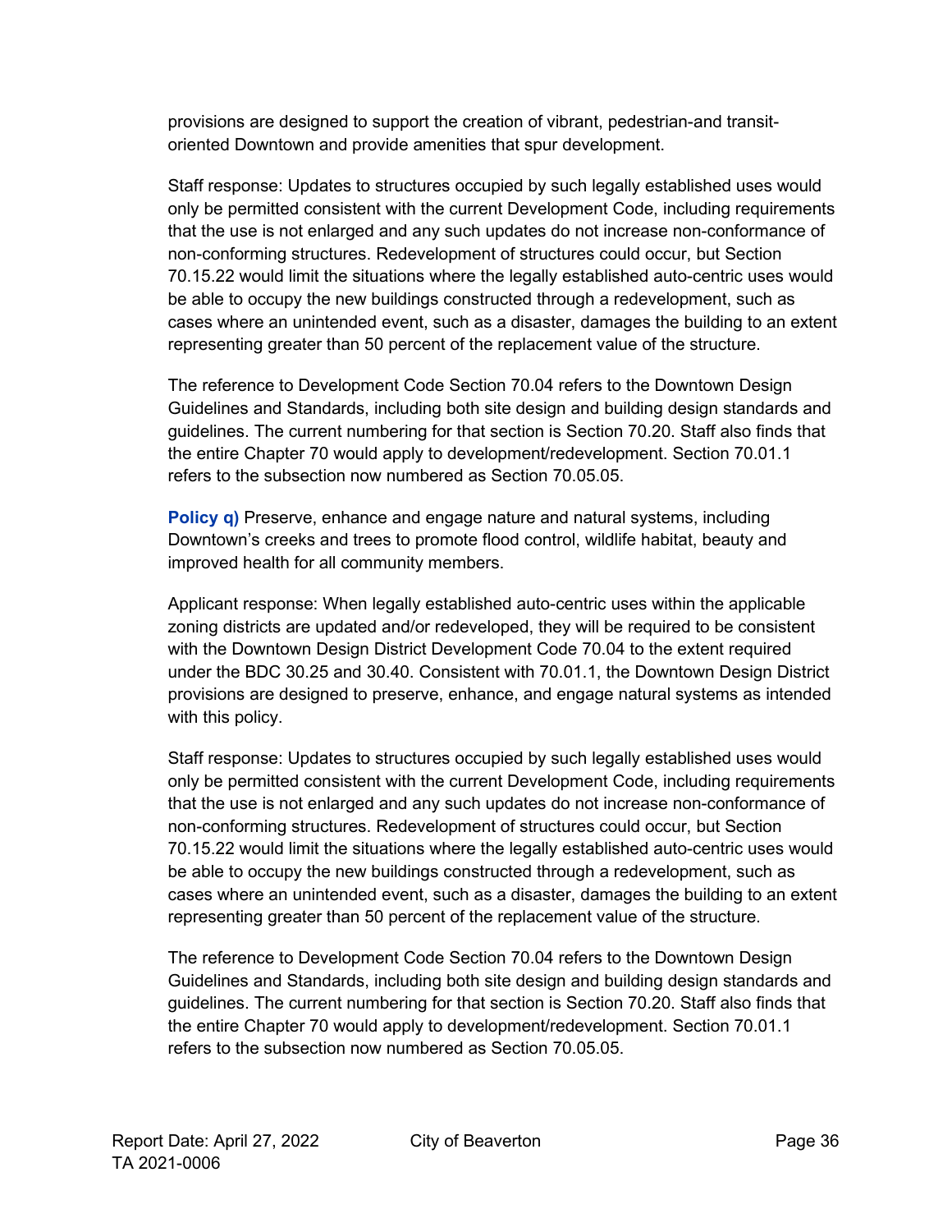provisions are designed to support the creation of vibrant, pedestrian-and transit-oriented Downtown and provide amenities that spur development.

Staff response: Updates to structures occupied by such legally established uses would only be permitted consistent with the current Development Code, including requirements that the use is not enlarged and any such updates do not increase non-conformance of non-conforming structures. Redevelopment of structures could occur, but Section 70.15.22 would limit the situations where the legally established auto-centric uses would be able to occupy the new buildings constructed through a redevelopment, such as cases where an unintended event, such as a disaster, damages the building to an extent representing greater than 50 percent of the replacement value of the structure.

The reference to Development Code Section 70.04 refers to the Downtown Design Guidelines and Standards, including both site design and building design standards and guidelines. The current numbering for that section is Section 70.20. Staff also finds that the entire Chapter 70 would apply to development/redevelopment. Section 70.01.1 refers to the subsection now numbered as Section 70.05.05.

**Policy q)** Preserve, enhance and engage nature and natural systems, including Downtown's creeks and trees to promote flood control, wildlife habitat, beauty and improved health for all community members.

Applicant response: When legally established auto-centric uses within the applicable zoning districts are updated and/or redeveloped, they will be required to be consistent with the Downtown Design District Development Code 70.04 to the extent required under the BDC 30.25 and 30.40. Consistent with 70.01.1, the Downtown Design District provisions are designed to preserve, enhance, and engage natural systems as intended with this policy.

Staff response: Updates to structures occupied by such legally established uses would only be permitted consistent with the current Development Code, including requirements that the use is not enlarged and any such updates do not increase non-conformance of non-conforming structures. Redevelopment of structures could occur, but Section 70.15.22 would limit the situations where the legally established auto-centric uses would be able to occupy the new buildings constructed through a redevelopment, such as cases where an unintended event, such as a disaster, damages the building to an extent representing greater than 50 percent of the replacement value of the structure.

The reference to Development Code Section 70.04 refers to the Downtown Design Guidelines and Standards, including both site design and building design standards and guidelines. The current numbering for that section is Section 70.20. Staff also finds that the entire Chapter 70 would apply to development/redevelopment. Section 70.01.1 refers to the subsection now numbered as Section 70.05.05.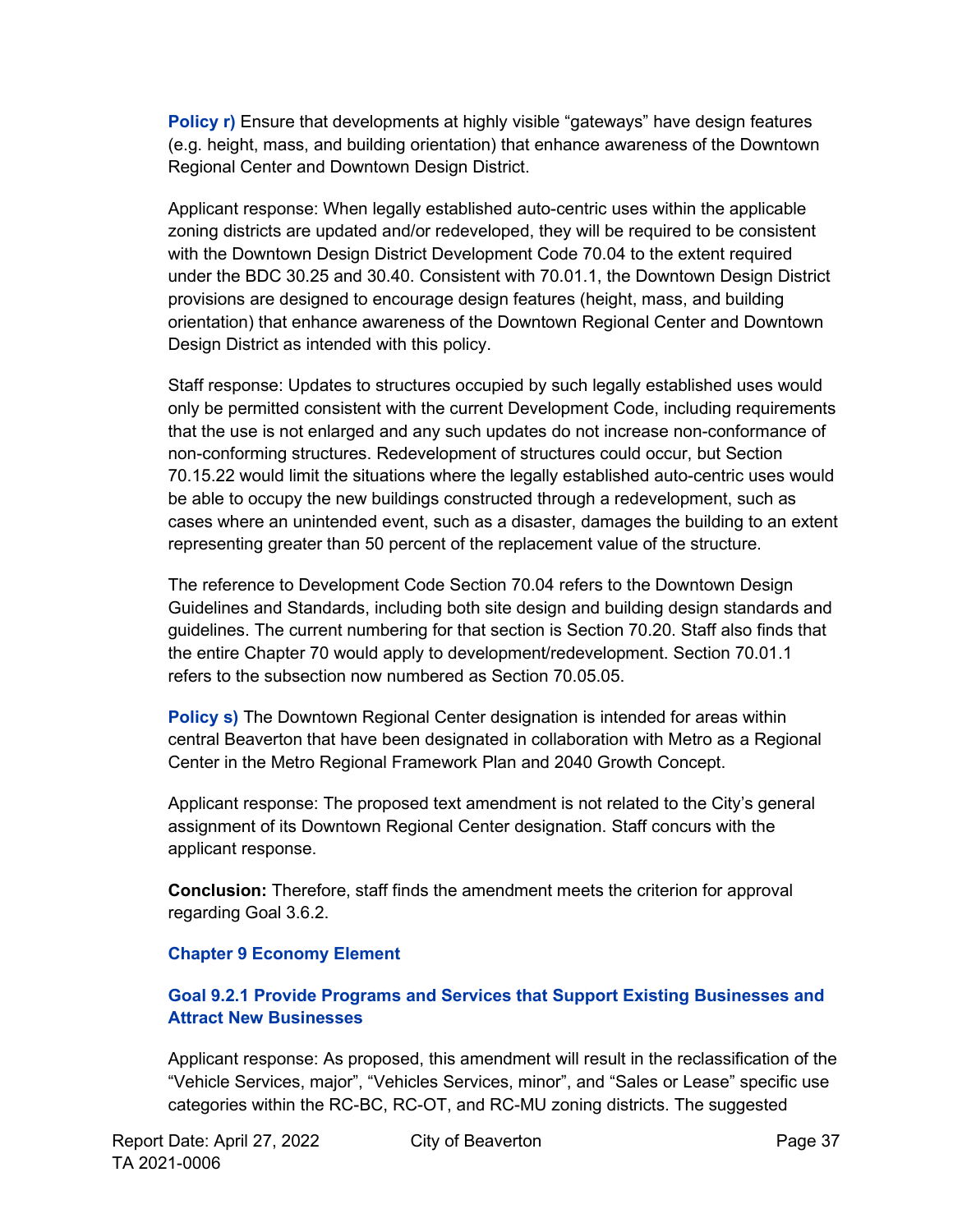**Policy r)** Ensure that developments at highly visible “gateways” have design features (e.g. height, mass, and building orientation) that enhance awareness of the Downtown Regional Center and Downtown Design District.

Applicant response: When legally established auto-centric uses within the applicable zoning districts are updated and/or redeveloped, they will be required to be consistent with the Downtown Design District Development Code 70.04 to the extent required under the BDC 30.25 and 30.40. Consistent with 70.01.1, the Downtown Design District provisions are designed to encourage design features (height, mass, and building orientation) that enhance awareness of the Downtown Regional Center and Downtown Design District as intended with this policy.

Staff response: Updates to structures occupied by such legally established uses would only be permitted consistent with the current Development Code, including requirements that the use is not enlarged and any such updates do not increase non-conformance of non-conforming structures. Redevelopment of structures could occur, but Section 70.15.22 would limit the situations where the legally established auto-centric uses would be able to occupy the new buildings constructed through a redevelopment, such as cases where an unintended event, such as a disaster, damages the building to an extent representing greater than 50 percent of the replacement value of the structure.

The reference to Development Code Section 70.04 refers to the Downtown Design Guidelines and Standards, including both site design and building design standards and guidelines. The current numbering for that section is Section 70.20. Staff also finds that the entire Chapter 70 would apply to development/redevelopment. Section 70.01.1 refers to the subsection now numbered as Section 70.05.05.

**Policy s)** The Downtown Regional Center designation is intended for areas within central Beaverton that have been designated in collaboration with Metro as a Regional Center in the Metro Regional Framework Plan and 2040 Growth Concept.

Applicant response: The proposed text amendment is not related to the City’s general assignment of its Downtown Regional Center designation. Staff concurs with the applicant response.

**Conclusion:** Therefore, staff finds the amendment meets the criterion for approval regarding Goal 3.6.2.

### Chapter 9 Economy Element

#### Goal 9.2.1 Provide Programs and Services that Support Existing Businesses and Attract New Businesses

Applicant response: As proposed, this amendment will result in the reclassification of the “Vehicle Services, major”, “Vehicles Services, minor”, and “Sales or Lease” specific use categories within the RC-BC, RC-OT, and RC-MU zoning districts. The suggested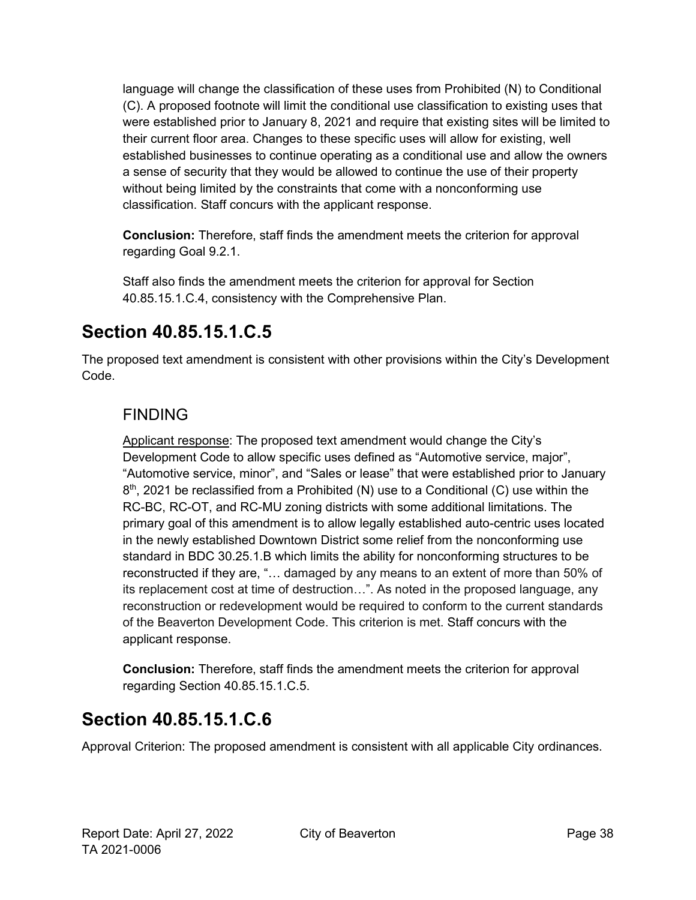language will change the classification of these uses from Prohibited (N) to Conditional (C). A proposed footnote will limit the conditional use classification to existing uses that were established prior to January 8, 2021 and require that existing sites will be limited to their current floor area. Changes to these specific uses will allow for existing, well established businesses to continue operating as a conditional use and allow the owners a sense of security that they would be allowed to continue the use of their property without being limited by the constraints that come with a nonconforming use classification. Staff concurs with the applicant response.

**Conclusion:** Therefore, staff finds the amendment meets the criterion for approval regarding Goal 9.2.1.

Staff also finds the amendment meets the criterion for approval for Section 40.85.15.1.C.4, consistency with the Comprehensive Plan.

## Section 40.85.15.1.C.5

The proposed text amendment is consistent with other provisions within the City's Development Code.

### FINDING

Applicant response: The proposed text amendment would change the City's Development Code to allow specific uses defined as "Automotive service, major", "Automotive service, minor", and "Sales or lease" that were established prior to January 8th, 2021 be reclassified from a Prohibited (N) use to a Conditional (C) use within the RC-BC, RC-OT, and RC-MU zoning districts with some additional limitations. The primary goal of this amendment is to allow legally established auto-centric uses located in the newly established Downtown District some relief from the nonconforming use standard in BDC 30.25.1.B which limits the ability for nonconforming structures to be reconstructed if they are, "… damaged by any means to an extent of more than 50% of its replacement cost at time of destruction…". As noted in the proposed language, any reconstruction or redevelopment would be required to conform to the current standards of the Beaverton Development Code. This criterion is met. Staff concurs with the applicant response.

**Conclusion:** Therefore, staff finds the amendment meets the criterion for approval regarding Section 40.85.15.1.C.5.

## Section 40.85.15.1.C.6

Approval Criterion: The proposed amendment is consistent with all applicable City ordinances.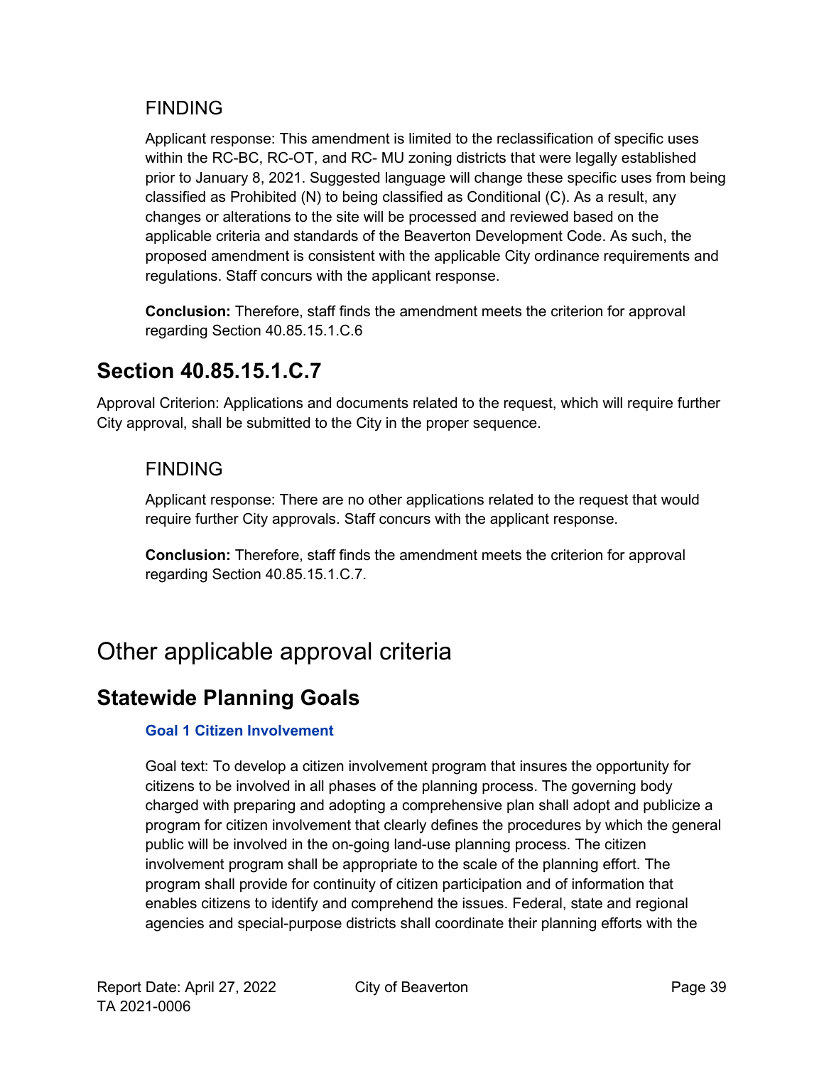### FINDING

Applicant response: This amendment is limited to the reclassification of specific uses within the RC-BC, RC-OT, and RC- MU zoning districts that were legally established prior to January 8, 2021. Suggested language will change these specific uses from being classified as Prohibited (N) to being classified as Conditional (C). As a result, any changes or alterations to the site will be processed and reviewed based on the applicable criteria and standards of the Beaverton Development Code. As such, the proposed amendment is consistent with the applicable City ordinance requirements and regulations. Staff concurs with the applicant response.

**Conclusion:** Therefore, staff finds the amendment meets the criterion for approval regarding Section 40.85.15.1.C.6

## Section 40.85.15.1.C.7

Approval Criterion: Applications and documents related to the request, which will require further City approval, shall be submitted to the City in the proper sequence.

### FINDING

Applicant response: There are no other applications related to the request that would require further City approvals. Staff concurs with the applicant response.

**Conclusion:** Therefore, staff finds the amendment meets the criterion for approval regarding Section 40.85.15.1.C.7.

# Other applicable approval criteria

## Statewide Planning Goals

### Goal 1 Citizen Involvement

Goal text: To develop a citizen involvement program that insures the opportunity for citizens to be involved in all phases of the planning process. The governing body charged with preparing and adopting a comprehensive plan shall adopt and publicize a program for citizen involvement that clearly defines the procedures by which the general public will be involved in the on-going land-use planning process. The citizen involvement program shall be appropriate to the scale of the planning effort. The program shall provide for continuity of citizen participation and of information that enables citizens to identify and comprehend the issues. Federal, state and regional agencies and special-purpose districts shall coordinate their planning efforts with the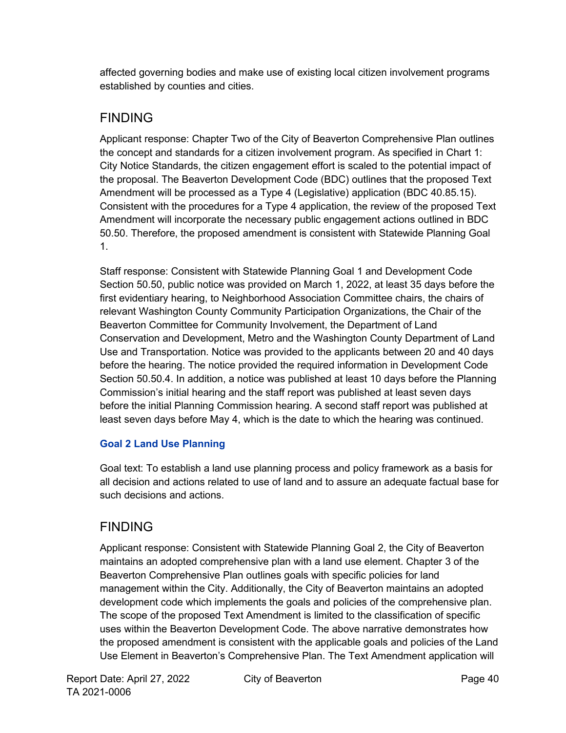affected governing bodies and make use of existing local citizen involvement programs established by counties and cities.

## FINDING

Applicant response: Chapter Two of the City of Beaverton Comprehensive Plan outlines the concept and standards for a citizen involvement program. As specified in Chart 1: City Notice Standards, the citizen engagement effort is scaled to the potential impact of the proposal. The Beaverton Development Code (BDC) outlines that the proposed Text Amendment will be processed as a Type 4 (Legislative) application (BDC 40.85.15). Consistent with the procedures for a Type 4 application, the review of the proposed Text Amendment will incorporate the necessary public engagement actions outlined in BDC 50.50. Therefore, the proposed amendment is consistent with Statewide Planning Goal 1.

Staff response: Consistent with Statewide Planning Goal 1 and Development Code Section 50.50, public notice was provided on March 1, 2022, at least 35 days before the first evidentiary hearing, to Neighborhood Association Committee chairs, the chairs of relevant Washington County Community Participation Organizations, the Chair of the Beaverton Committee for Community Involvement, the Department of Land Conservation and Development, Metro and the Washington County Department of Land Use and Transportation. Notice was provided to the applicants between 20 and 40 days before the hearing. The notice provided the required information in Development Code Section 50.50.4. In addition, a notice was published at least 10 days before the Planning Commission's initial hearing and the staff report was published at least seven days before the initial Planning Commission hearing. A second staff report was published at least seven days before May 4, which is the date to which the hearing was continued.

### Goal 2 Land Use Planning

Goal text: To establish a land use planning process and policy framework as a basis for all decision and actions related to use of land and to assure an adequate factual base for such decisions and actions.

## FINDING

Applicant response: Consistent with Statewide Planning Goal 2, the City of Beaverton maintains an adopted comprehensive plan with a land use element. Chapter 3 of the Beaverton Comprehensive Plan outlines goals with specific policies for land management within the City. Additionally, the City of Beaverton maintains an adopted development code which implements the goals and policies of the comprehensive plan. The scope of the proposed Text Amendment is limited to the classification of specific uses within the Beaverton Development Code. The above narrative demonstrates how the proposed amendment is consistent with the applicable goals and policies of the Land Use Element in Beaverton's Comprehensive Plan. The Text Amendment application will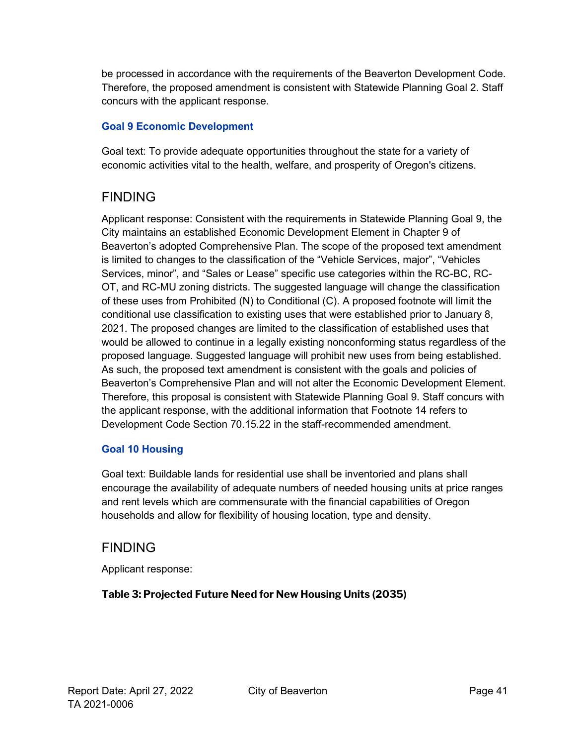be processed in accordance with the requirements of the Beaverton Development Code. Therefore, the proposed amendment is consistent with Statewide Planning Goal 2. Staff concurs with the applicant response.

### Goal 9 Economic Development

Goal text: To provide adequate opportunities throughout the state for a variety of economic activities vital to the health, welfare, and prosperity of Oregon's citizens.

## FINDING

Applicant response: Consistent with the requirements in Statewide Planning Goal 9, the City maintains an established Economic Development Element in Chapter 9 of Beaverton's adopted Comprehensive Plan. The scope of the proposed text amendment is limited to changes to the classification of the "Vehicle Services, major", "Vehicles Services, minor", and "Sales or Lease" specific use categories within the RC-BC, RC-OT, and RC-MU zoning districts. The suggested language will change the classification of these uses from Prohibited (N) to Conditional (C). A proposed footnote will limit the conditional use classification to existing uses that were established prior to January 8, 2021. The proposed changes are limited to the classification of established uses that would be allowed to continue in a legally existing nonconforming status regardless of the proposed language. Suggested language will prohibit new uses from being established. As such, the proposed text amendment is consistent with the goals and policies of Beaverton's Comprehensive Plan and will not alter the Economic Development Element. Therefore, this proposal is consistent with Statewide Planning Goal 9. Staff concurs with the applicant response, with the additional information that Footnote 14 refers to Development Code Section 70.15.22 in the staff-recommended amendment.

### Goal 10 Housing

Goal text: Buildable lands for residential use shall be inventoried and plans shall encourage the availability of adequate numbers of needed housing units at price ranges and rent levels which are commensurate with the financial capabilities of Oregon households and allow for flexibility of housing location, type and density.

## FINDING

Applicant response:

**Table 3: Projected Future Need for New Housing Units (2035)**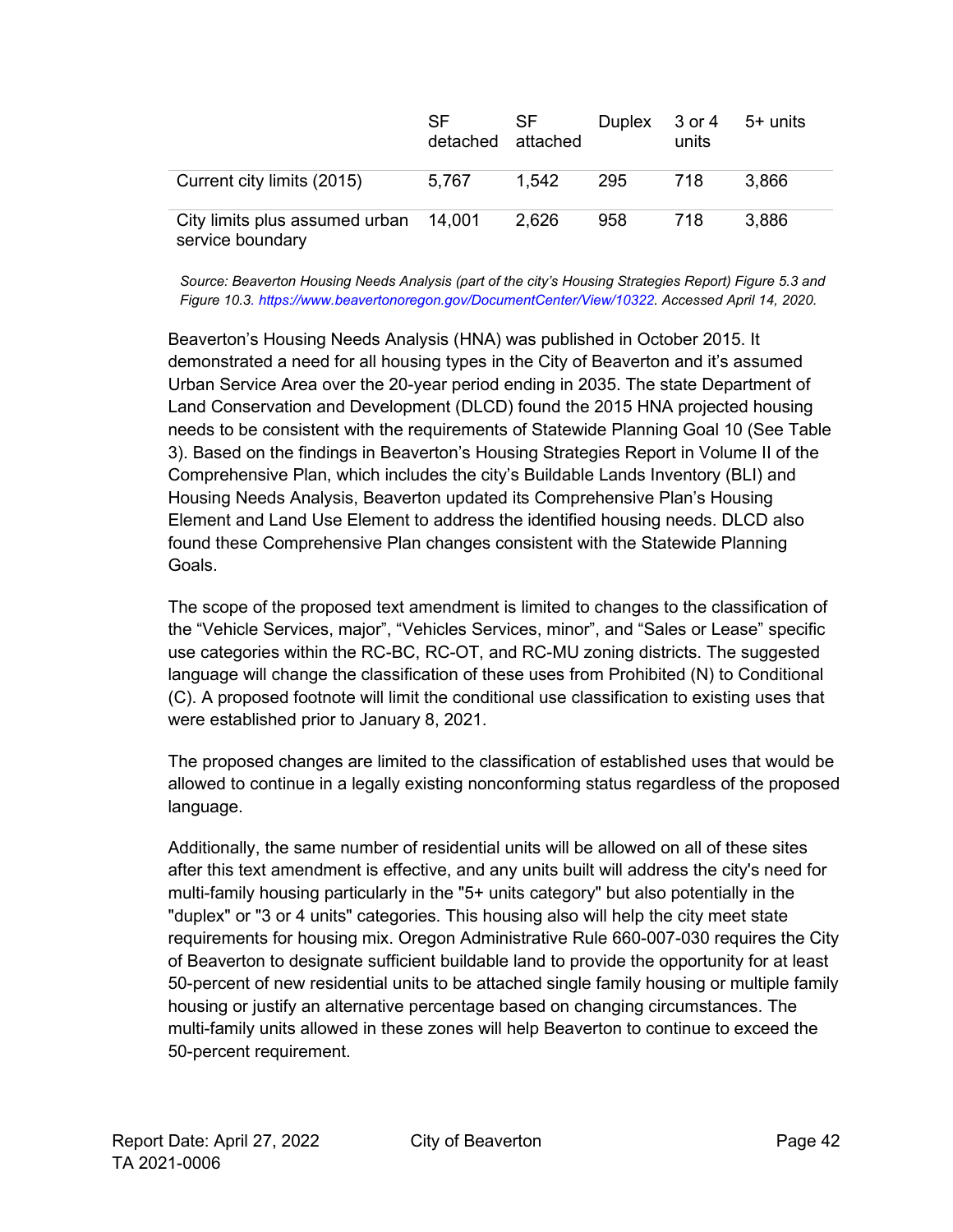| | SF detached | SF attached | Duplex | 3 or 4 units | 5+ units |
|---|---|---|---|---|---|
| Current city limits (2015) | 5,767 | 1,542 | 295 | 718 | 3,866 |
| City limits plus assumed urban service boundary | 14,001 | 2,626 | 958 | 718 | 3,886 |

*Source: Beaverton Housing Needs Analysis (part of the city's Housing Strategies Report) Figure 5.3 and Figure 10.3. https://www.beavertonoregon.gov/DocumentCenter/View/10322. Accessed April 14, 2020.*

Beaverton's Housing Needs Analysis (HNA) was published in October 2015. It demonstrated a need for all housing types in the City of Beaverton and it's assumed Urban Service Area over the 20-year period ending in 2035. The state Department of Land Conservation and Development (DLCD) found the 2015 HNA projected housing needs to be consistent with the requirements of Statewide Planning Goal 10 (See Table 3). Based on the findings in Beaverton's Housing Strategies Report in Volume II of the Comprehensive Plan, which includes the city's Buildable Lands Inventory (BLI) and Housing Needs Analysis, Beaverton updated its Comprehensive Plan's Housing Element and Land Use Element to address the identified housing needs. DLCD also found these Comprehensive Plan changes consistent with the Statewide Planning Goals.

The scope of the proposed text amendment is limited to changes to the classification of the "Vehicle Services, major", "Vehicles Services, minor", and "Sales or Lease" specific use categories within the RC-BC, RC-OT, and RC-MU zoning districts. The suggested language will change the classification of these uses from Prohibited (N) to Conditional (C). A proposed footnote will limit the conditional use classification to existing uses that were established prior to January 8, 2021.

The proposed changes are limited to the classification of established uses that would be allowed to continue in a legally existing nonconforming status regardless of the proposed language.

Additionally, the same number of residential units will be allowed on all of these sites after this text amendment is effective, and any units built will address the city's need for multi-family housing particularly in the "5+ units category" but also potentially in the "duplex" or "3 or 4 units" categories. This housing also will help the city meet state requirements for housing mix. Oregon Administrative Rule 660-007-030 requires the City of Beaverton to designate sufficient buildable land to provide the opportunity for at least 50-percent of new residential units to be attached single family housing or multiple family housing or justify an alternative percentage based on changing circumstances. The multi-family units allowed in these zones will help Beaverton to continue to exceed the 50-percent requirement.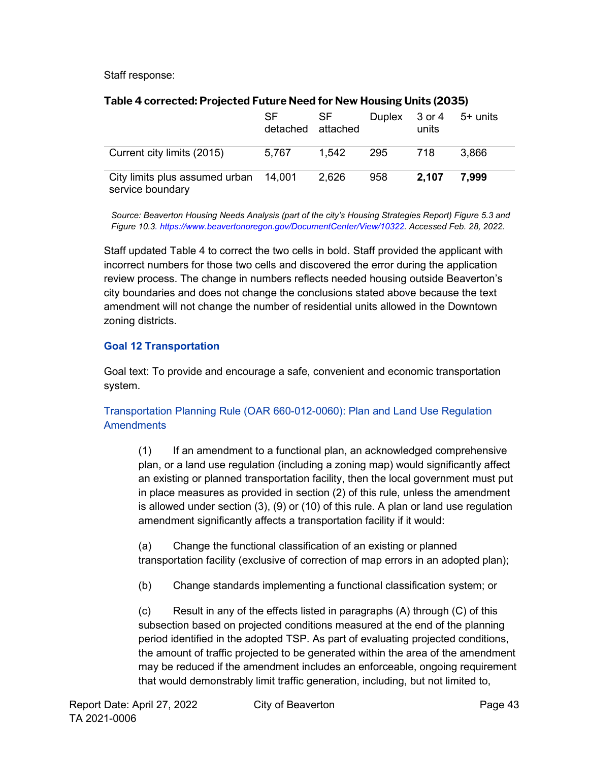Staff response:

**Table 4 corrected: Projected Future Need for New Housing Units (2035)**

| | SF detached | SF attached | Duplex | 3 or 4 units | 5+ units |
|---|---|---|---|---|---|
| Current city limits (2015) | 5,767 | 1,542 | 295 | 718 | 3,866 |
| City limits plus assumed urban service boundary | 14,001 | 2,626 | 958 | **2,107** | **7,999** |

*Source: Beaverton Housing Needs Analysis (part of the city's Housing Strategies Report) Figure 5.3 and Figure 10.3. https://www.beavertonoregon.gov/DocumentCenter/View/10322. Accessed Feb. 28, 2022.*

Staff updated Table 4 to correct the two cells in bold. Staff provided the applicant with incorrect numbers for those two cells and discovered the error during the application review process. The change in numbers reflects needed housing outside Beaverton's city boundaries and does not change the conclusions stated above because the text amendment will not change the number of residential units allowed in the Downtown zoning districts.

### Goal 12 Transportation

Goal text: To provide and encourage a safe, convenient and economic transportation system.

#### Transportation Planning Rule (OAR 660-012-0060): Plan and Land Use Regulation Amendments

> (1) If an amendment to a functional plan, an acknowledged comprehensive plan, or a land use regulation (including a zoning map) would significantly affect an existing or planned transportation facility, then the local government must put in place measures as provided in section (2) of this rule, unless the amendment is allowed under section (3), (9) or (10) of this rule. A plan or land use regulation amendment significantly affects a transportation facility if it would:
>
> (a) Change the functional classification of an existing or planned transportation facility (exclusive of correction of map errors in an adopted plan);
>
> (b) Change standards implementing a functional classification system; or
>
> (c) Result in any of the effects listed in paragraphs (A) through (C) of this subsection based on projected conditions measured at the end of the planning period identified in the adopted TSP. As part of evaluating projected conditions, the amount of traffic projected to be generated within the area of the amendment may be reduced if the amendment includes an enforceable, ongoing requirement that would demonstrably limit traffic generation, including, but not limited to,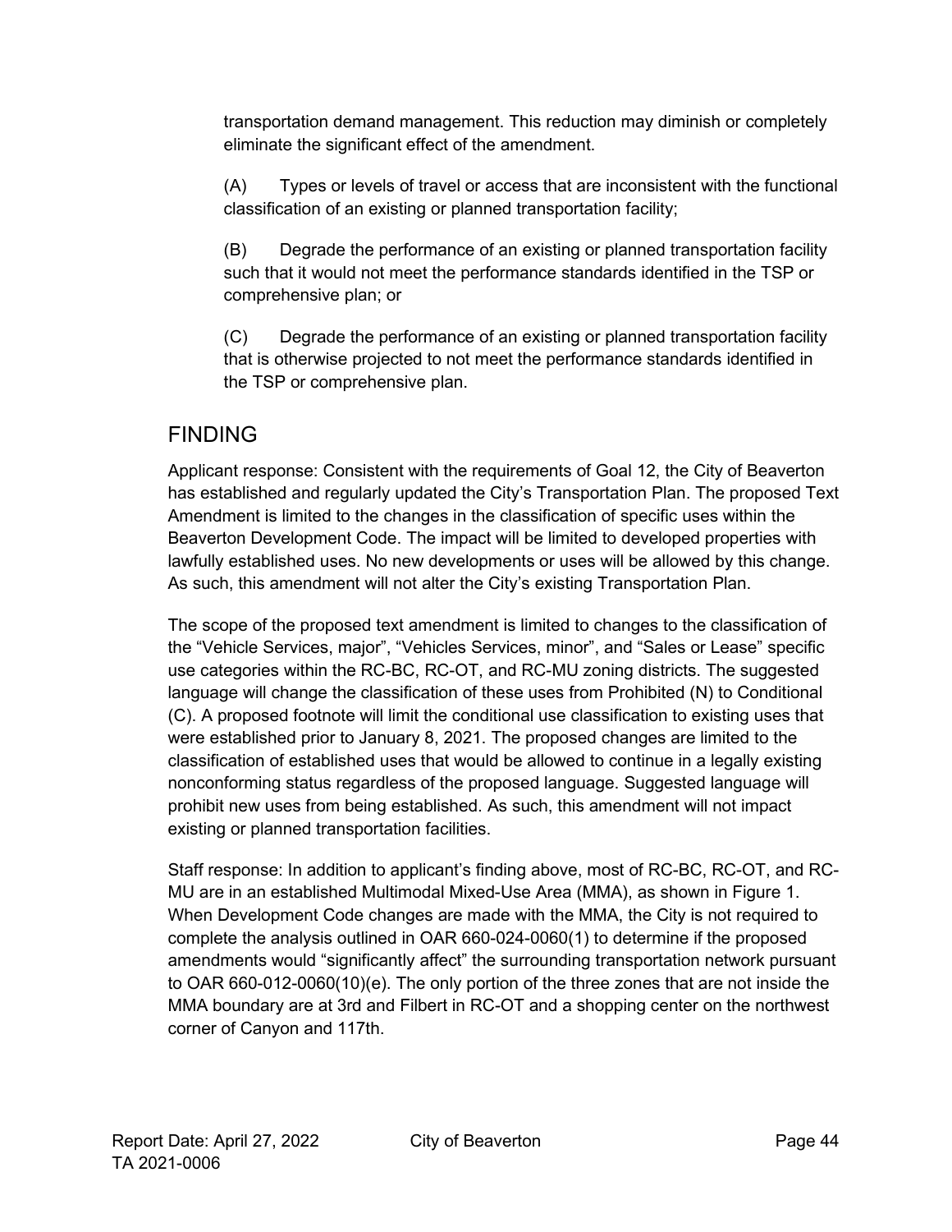transportation demand management. This reduction may diminish or completely eliminate the significant effect of the amendment.

(A) Types or levels of travel or access that are inconsistent with the functional classification of an existing or planned transportation facility;

(B) Degrade the performance of an existing or planned transportation facility such that it would not meet the performance standards identified in the TSP or comprehensive plan; or

(C) Degrade the performance of an existing or planned transportation facility that is otherwise projected to not meet the performance standards identified in the TSP or comprehensive plan.

## FINDING

Applicant response: Consistent with the requirements of Goal 12, the City of Beaverton has established and regularly updated the City's Transportation Plan. The proposed Text Amendment is limited to the changes in the classification of specific uses within the Beaverton Development Code. The impact will be limited to developed properties with lawfully established uses. No new developments or uses will be allowed by this change. As such, this amendment will not alter the City's existing Transportation Plan.

The scope of the proposed text amendment is limited to changes to the classification of the "Vehicle Services, major", "Vehicles Services, minor", and "Sales or Lease" specific use categories within the RC-BC, RC-OT, and RC-MU zoning districts. The suggested language will change the classification of these uses from Prohibited (N) to Conditional (C). A proposed footnote will limit the conditional use classification to existing uses that were established prior to January 8, 2021. The proposed changes are limited to the classification of established uses that would be allowed to continue in a legally existing nonconforming status regardless of the proposed language. Suggested language will prohibit new uses from being established. As such, this amendment will not impact existing or planned transportation facilities.

Staff response: In addition to applicant's finding above, most of RC-BC, RC-OT, and RC-MU are in an established Multimodal Mixed-Use Area (MMA), as shown in Figure 1. When Development Code changes are made with the MMA, the City is not required to complete the analysis outlined in OAR 660-024-0060(1) to determine if the proposed amendments would "significantly affect" the surrounding transportation network pursuant to OAR 660-012-0060(10)(e). The only portion of the three zones that are not inside the MMA boundary are at 3rd and Filbert in RC-OT and a shopping center on the northwest corner of Canyon and 117th.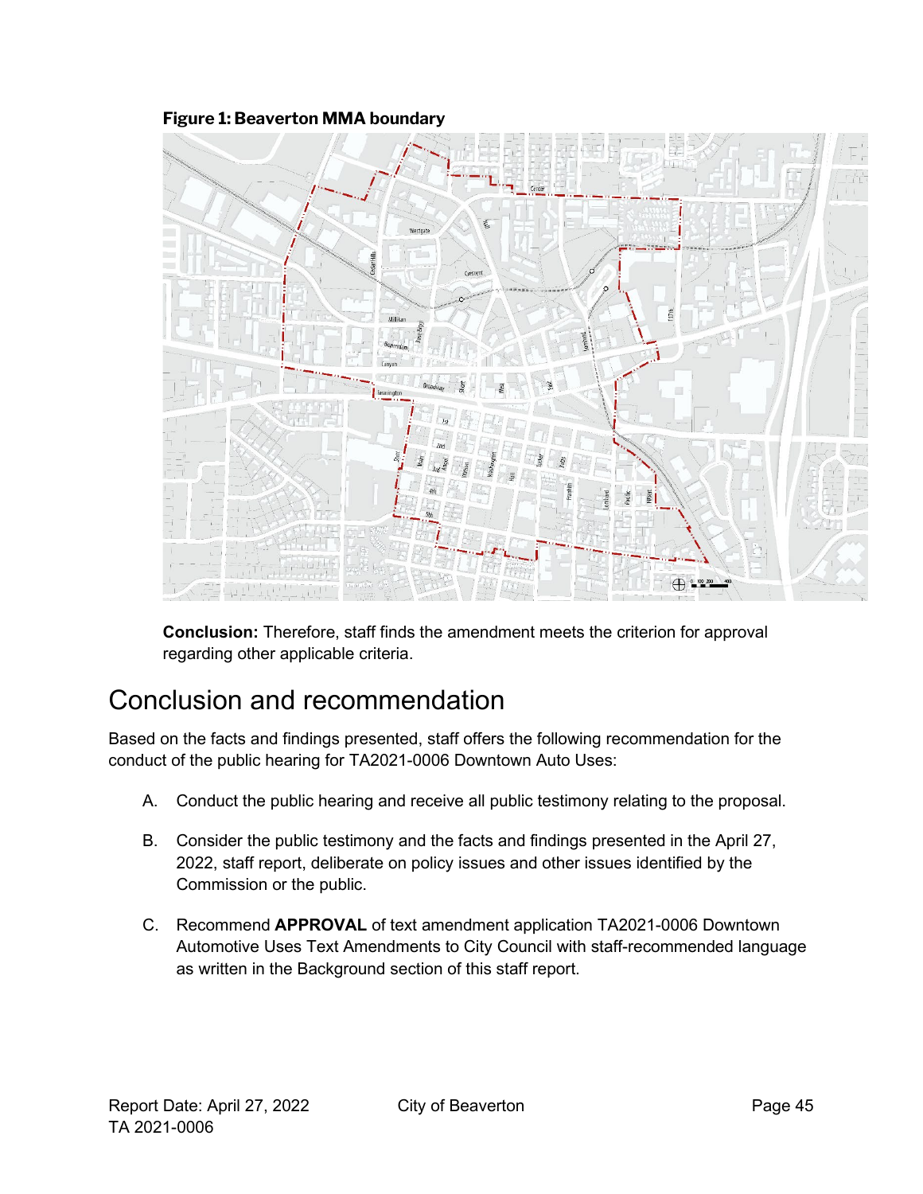**Figure 1: Beaverton MMA boundary**

**Conclusion:** Therefore, staff finds the amendment meets the criterion for approval regarding other applicable criteria.

# Conclusion and recommendation

Based on the facts and findings presented, staff offers the following recommendation for the conduct of the public hearing for TA2021-0006 Downtown Auto Uses:

A. Conduct the public hearing and receive all public testimony relating to the proposal.

B. Consider the public testimony and the facts and findings presented in the April 27, 2022, staff report, deliberate on policy issues and other issues identified by the Commission or the public.

C. Recommend **APPROVAL** of text amendment application TA2021-0006 Downtown Automotive Uses Text Amendments to City Council with staff-recommended language as written in the Background section of this staff report.